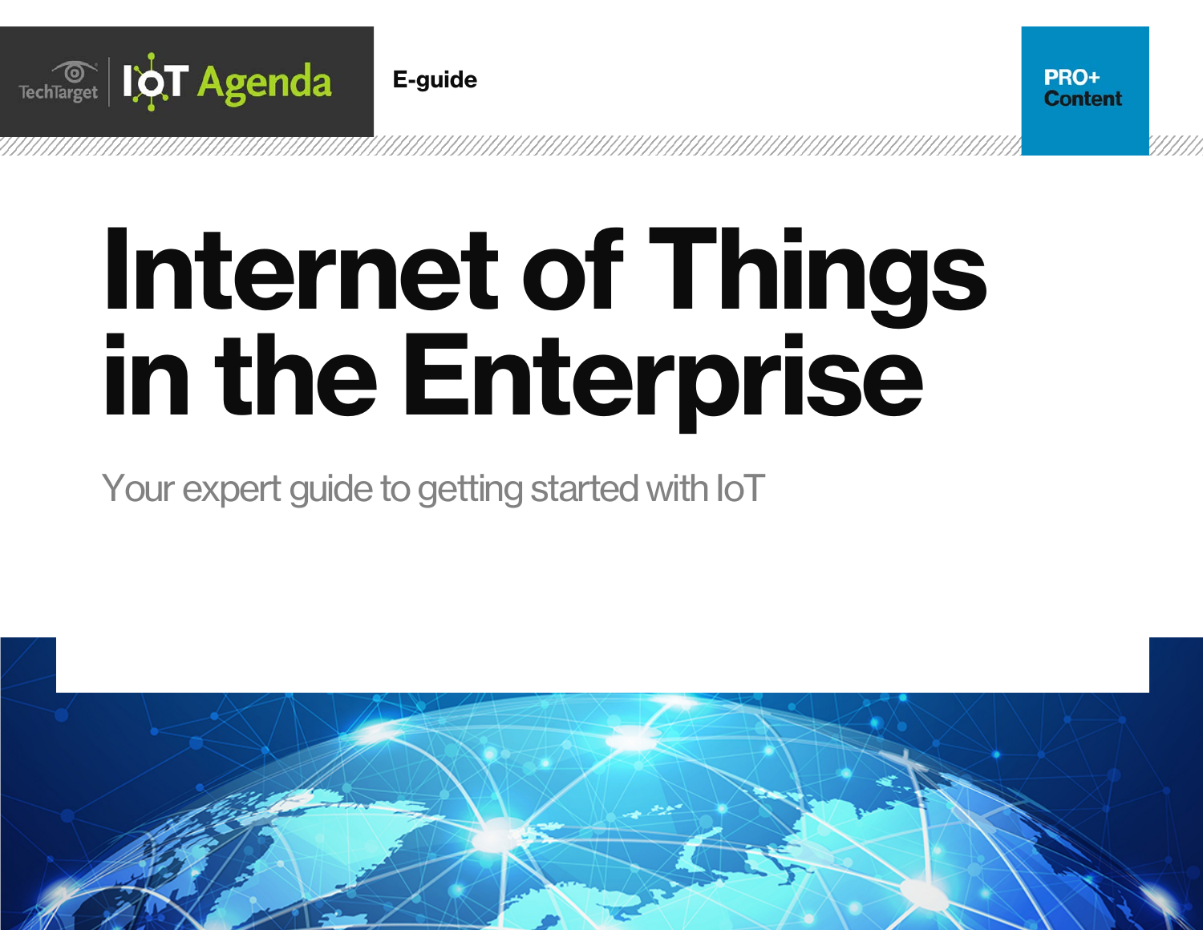TechTarget | IoT Agenda

E-guide

PRO+ Content

# Internet of Things in the Enterprise

Your expert guide to getting started with IoT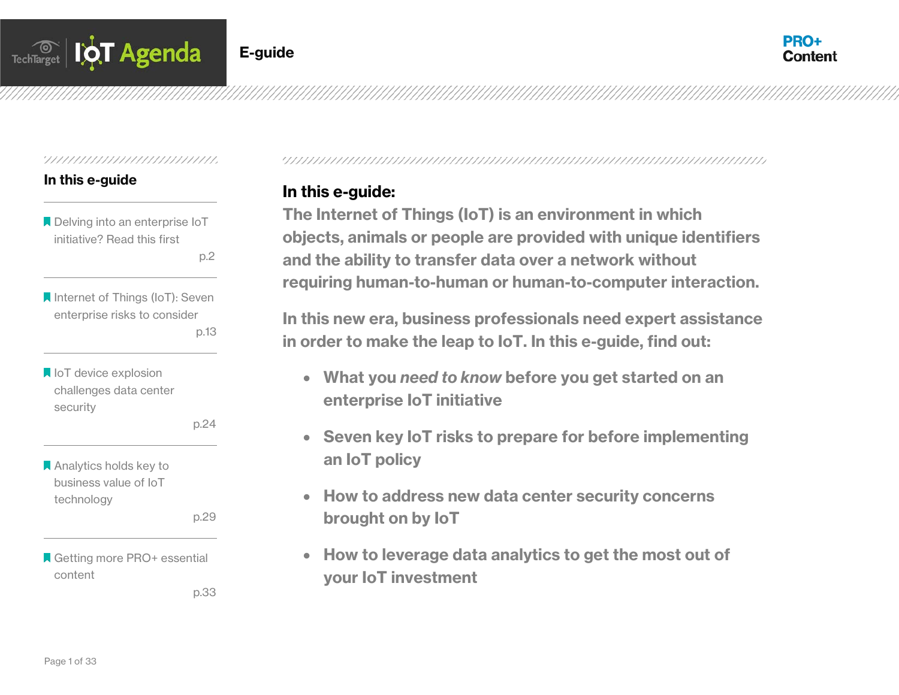## In this e-guide

- Delving into an enterprise IoT initiative? Read this first — p.2
- Internet of Things (IoT): Seven enterprise risks to consider — p.13
- IoT device explosion challenges data center security — p.24
- Analytics holds key to business value of IoT technology — p.29
- Getting more PRO+ essential content — p.33

## In this e-guide:

**The Internet of Things (IoT) is an environment in which objects, animals or people are provided with unique identifiers and the ability to transfer data over a network without requiring human-to-human or human-to-computer interaction.**

**In this new era, business professionals need expert assistance in order to make the leap to IoT. In this e-guide, find out:**

- **What you *need to know* before you get started on an enterprise IoT initiative**
- **Seven key IoT risks to prepare for before implementing an IoT policy**
- **How to address new data center security concerns brought on by IoT**
- **How to leverage data analytics to get the most out of your IoT investment**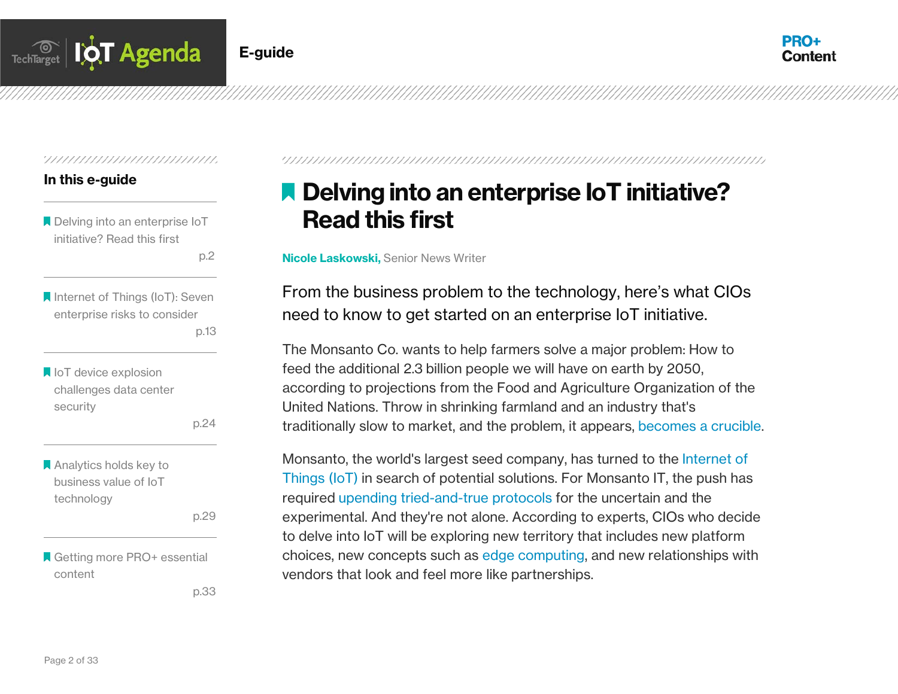# Delving into an enterprise IoT initiative? Read this first

**Nicole Laskowski,** Senior News Writer

From the business problem to the technology, here's what CIOs need to know to get started on an enterprise IoT initiative.

The Monsanto Co. wants to help farmers solve a major problem: How to feed the additional 2.3 billion people we will have on earth by 2050, according to projections from the Food and Agriculture Organization of the United Nations. Throw in shrinking farmland and an industry that's traditionally slow to market, and the problem, it appears, becomes a crucible.

Monsanto, the world's largest seed company, has turned to the Internet of Things (IoT) in search of potential solutions. For Monsanto IT, the push has required upending tried-and-true protocols for the uncertain and the experimental. And they're not alone. According to experts, CIOs who decide to delve into IoT will be exploring new territory that includes new platform choices, new concepts such as edge computing, and new relationships with vendors that look and feel more like partnerships.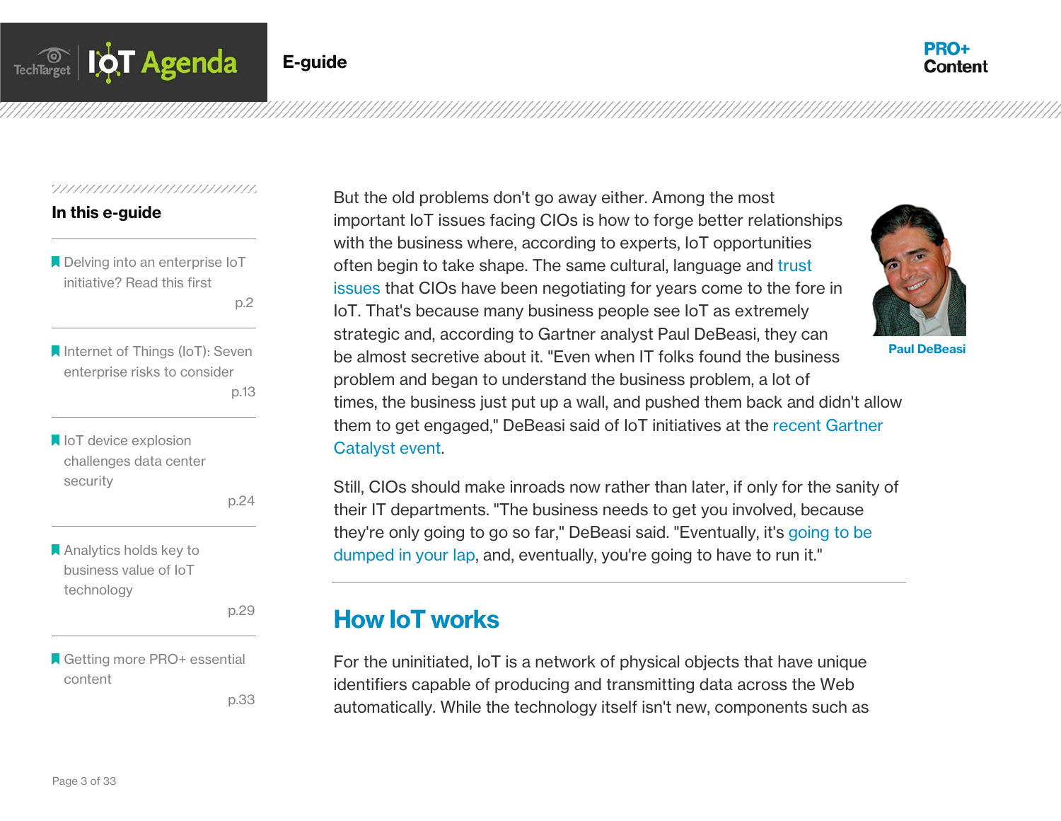But the old problems don't go away either. Among the most important IoT issues facing CIOs is how to forge better relationships with the business where, according to experts, IoT opportunities often begin to take shape. The same cultural, language and trust issues that CIOs have been negotiating for years come to the fore in IoT. That's because many business people see IoT as extremely strategic and, according to Gartner analyst Paul DeBeasi, they can be almost secretive about it. "Even when IT folks found the business problem and began to understand the business problem, a lot of times, the business just put up a wall, and pushed them back and didn't allow them to get engaged," DeBeasi said of IoT initiatives at the recent Gartner Catalyst event.

Paul DeBeasi

Still, CIOs should make inroads now rather than later, if only for the sanity of their IT departments. "The business needs to get you involved, because they're only going to go so far," DeBeasi said. "Eventually, it's going to be dumped in your lap, and, eventually, you're going to have to run it."

## How IoT works

For the uninitiated, IoT is a network of physical objects that have unique identifiers capable of producing and transmitting data across the Web automatically. While the technology itself isn't new, components such as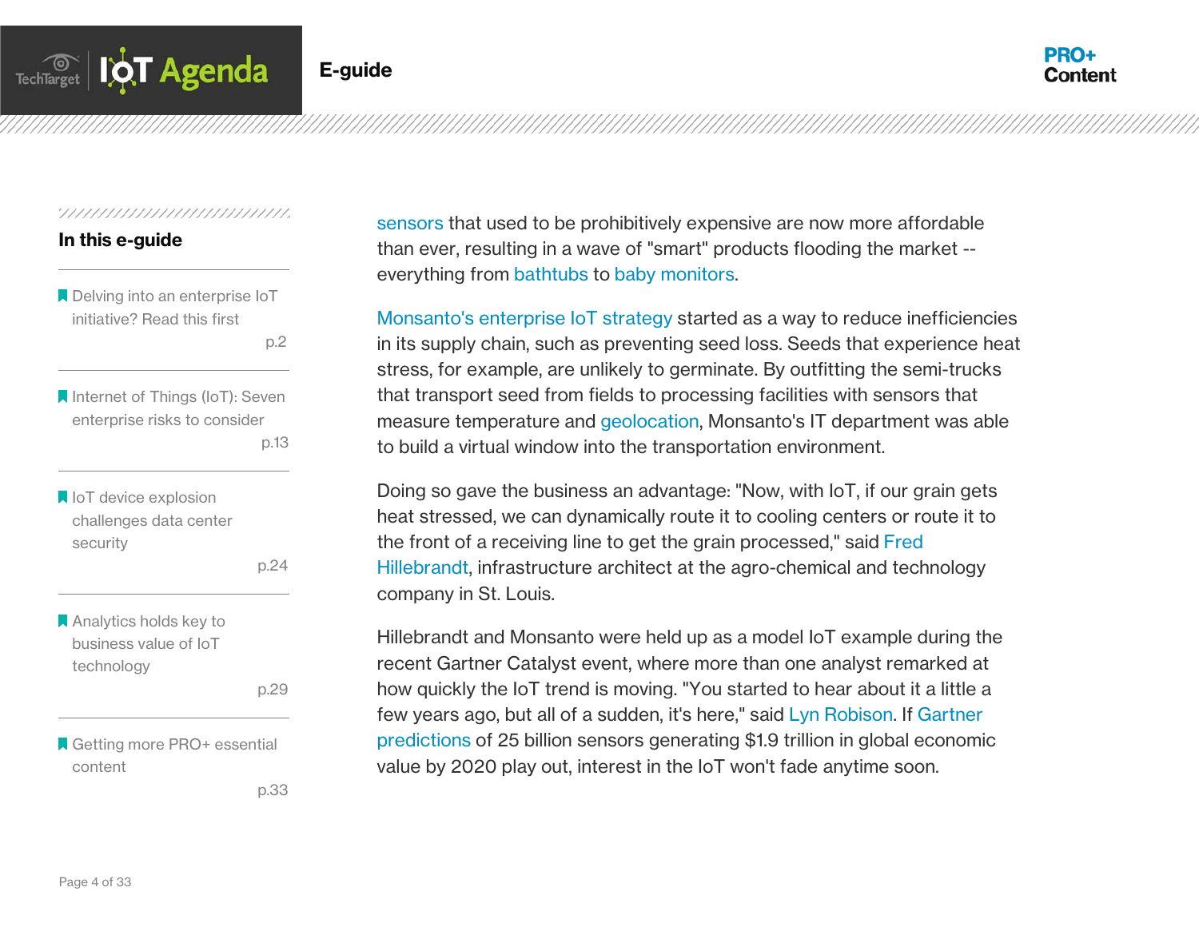sensors that used to be prohibitively expensive are now more affordable than ever, resulting in a wave of "smart" products flooding the market -- everything from bathtubs to baby monitors.

Monsanto's enterprise IoT strategy started as a way to reduce inefficiencies in its supply chain, such as preventing seed loss. Seeds that experience heat stress, for example, are unlikely to germinate. By outfitting the semi-trucks that transport seed from fields to processing facilities with sensors that measure temperature and geolocation, Monsanto's IT department was able to build a virtual window into the transportation environment.

Doing so gave the business an advantage: "Now, with IoT, if our grain gets heat stressed, we can dynamically route it to cooling centers or route it to the front of a receiving line to get the grain processed," said Fred Hillebrandt, infrastructure architect at the agro-chemical and technology company in St. Louis.

Hillebrandt and Monsanto were held up as a model IoT example during the recent Gartner Catalyst event, where more than one analyst remarked at how quickly the IoT trend is moving. "You started to hear about it a little a few years ago, but all of a sudden, it's here," said Lyn Robison. If Gartner predictions of 25 billion sensors generating $1.9 trillion in global economic value by 2020 play out, interest in the IoT won't fade anytime soon.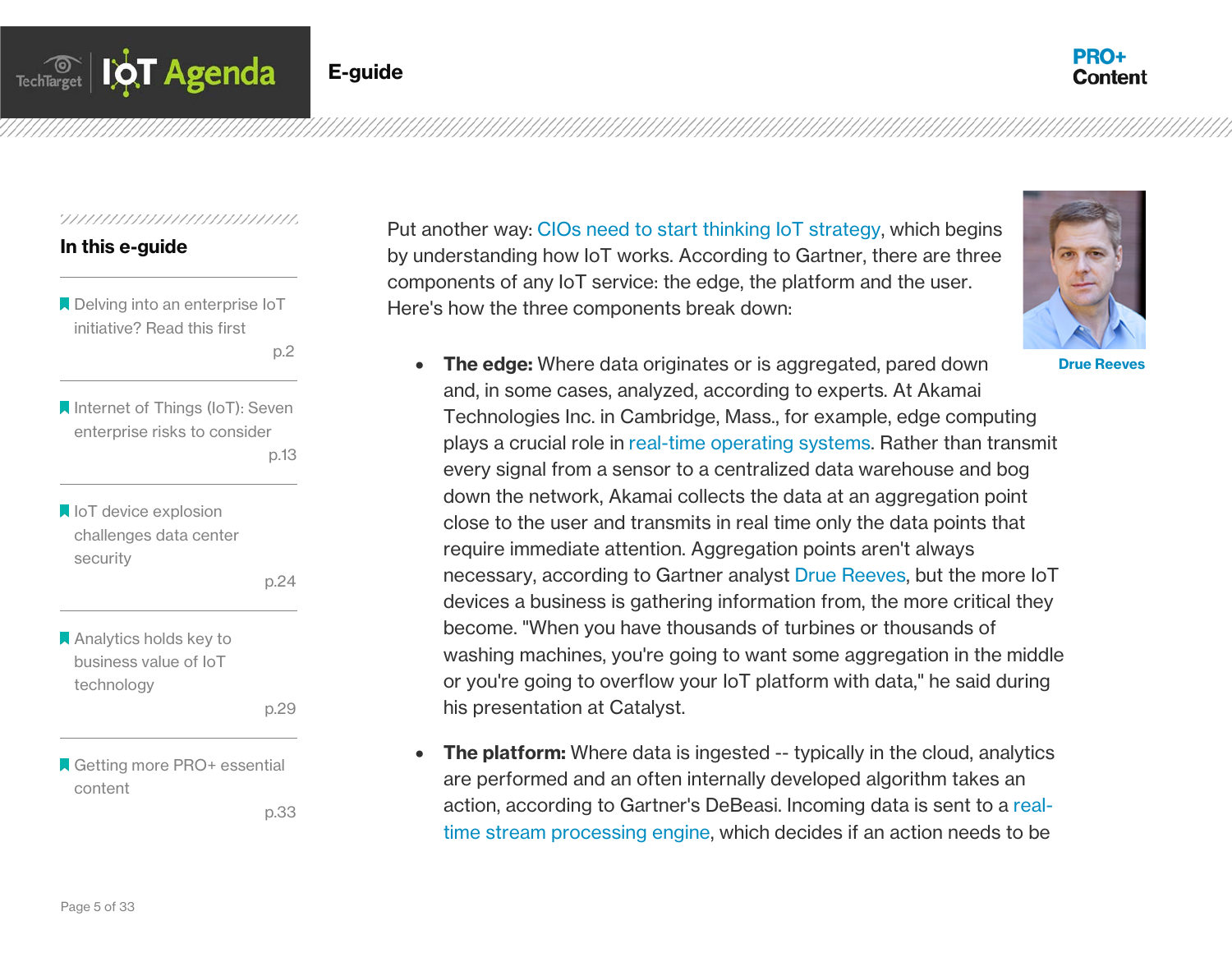Put another way: CIOs need to start thinking IoT strategy, which begins by understanding how IoT works. According to Gartner, there are three components of any IoT service: the edge, the platform and the user. Here's how the three components break down:

Drue Reeves

- **The edge:** Where data originates or is aggregated, pared down and, in some cases, analyzed, according to experts. At Akamai Technologies Inc. in Cambridge, Mass., for example, edge computing plays a crucial role in real-time operating systems. Rather than transmit every signal from a sensor to a centralized data warehouse and bog down the network, Akamai collects the data at an aggregation point close to the user and transmits in real time only the data points that require immediate attention. Aggregation points aren't always necessary, according to Gartner analyst Drue Reeves, but the more IoT devices a business is gathering information from, the more critical they become. "When you have thousands of turbines or thousands of washing machines, you're going to want some aggregation in the middle or you're going to overflow your IoT platform with data," he said during his presentation at Catalyst.
- **The platform:** Where data is ingested -- typically in the cloud, analytics are performed and an often internally developed algorithm takes an action, according to Gartner's DeBeasi. Incoming data is sent to a real-time stream processing engine, which decides if an action needs to be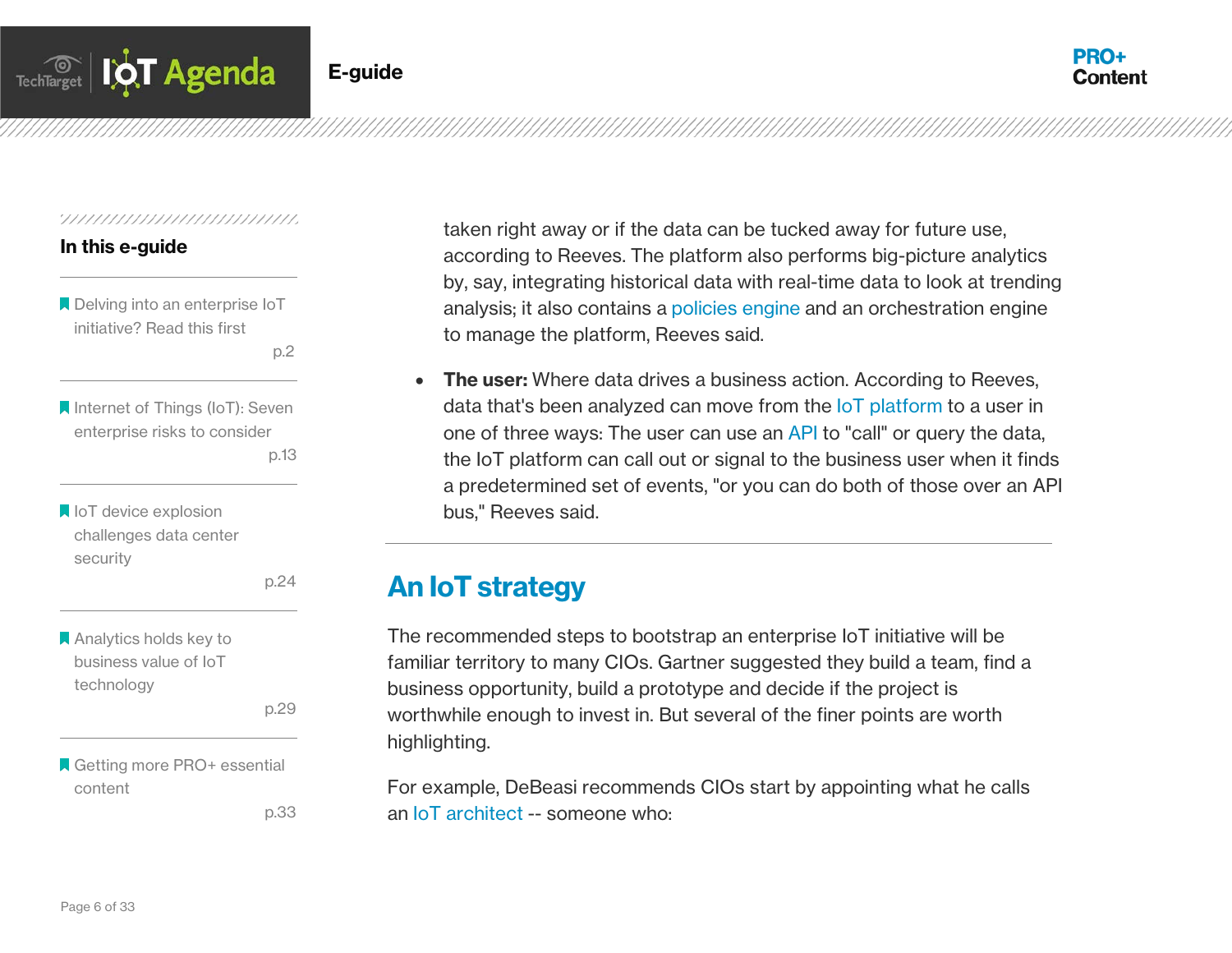taken right away or if the data can be tucked away for future use, according to Reeves. The platform also performs big-picture analytics by, say, integrating historical data with real-time data to look at trending analysis; it also contains a policies engine and an orchestration engine to manage the platform, Reeves said.

- **The user:** Where data drives a business action. According to Reeves, data that's been analyzed can move from the IoT platform to a user in one of three ways: The user can use an API to "call" or query the data, the IoT platform can call out or signal to the business user when it finds a predetermined set of events, "or you can do both of those over an API bus," Reeves said.

## An IoT strategy

The recommended steps to bootstrap an enterprise IoT initiative will be familiar territory to many CIOs. Gartner suggested they build a team, find a business opportunity, build a prototype and decide if the project is worthwhile enough to invest in. But several of the finer points are worth highlighting.

For example, DeBeasi recommends CIOs start by appointing what he calls an IoT architect -- someone who: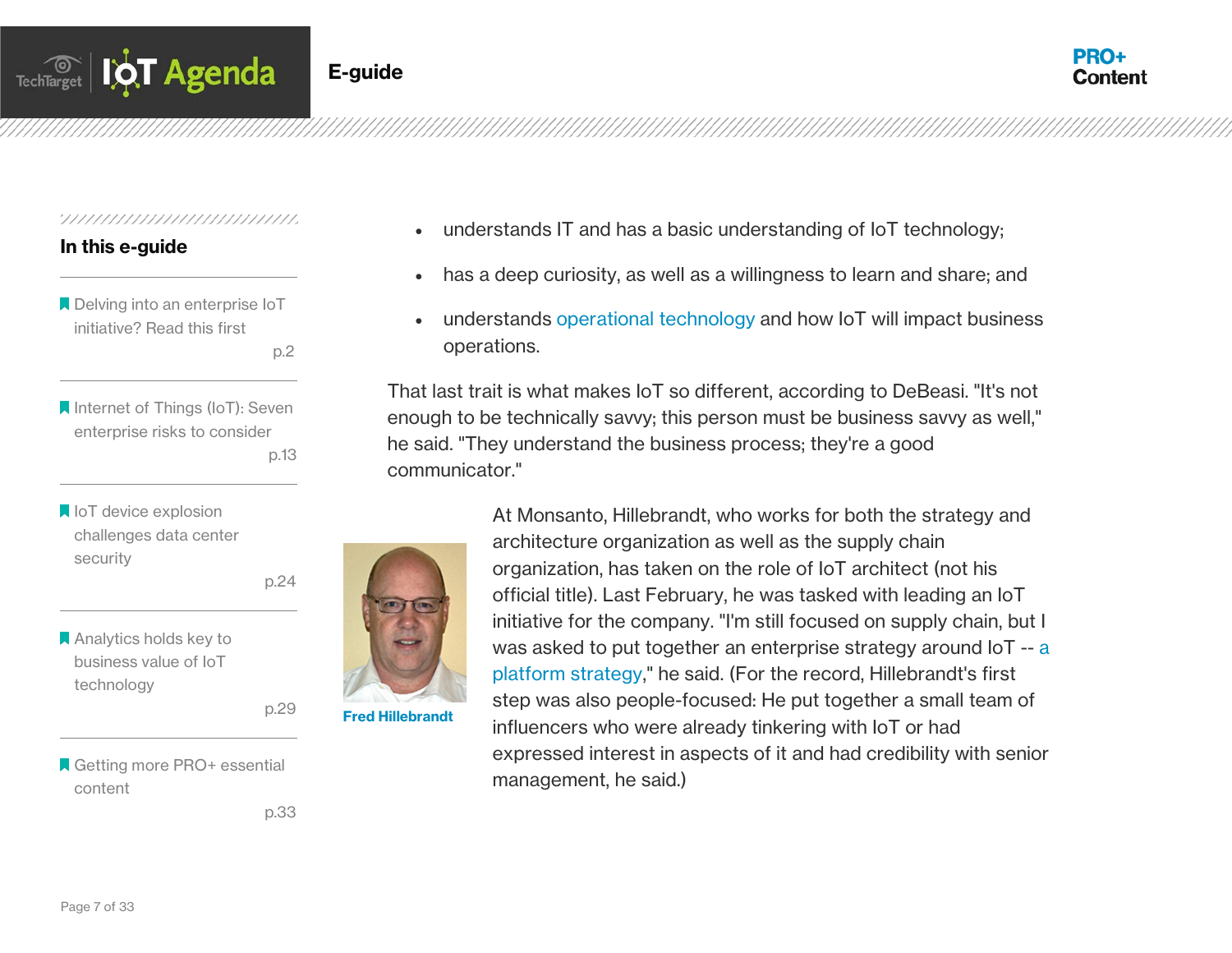- understands IT and has a basic understanding of IoT technology;
- has a deep curiosity, as well as a willingness to learn and share; and
- understands operational technology and how IoT will impact business operations.

That last trait is what makes IoT so different, according to DeBeasi. "It's not enough to be technically savvy; this person must be business savvy as well," he said. "They understand the business process; they're a good communicator."

Fred Hillebrandt

At Monsanto, Hillebrandt, who works for both the strategy and architecture organization as well as the supply chain organization, has taken on the role of IoT architect (not his official title). Last February, he was tasked with leading an IoT initiative for the company. "I'm still focused on supply chain, but I was asked to put together an enterprise strategy around IoT -- a platform strategy," he said. (For the record, Hillebrandt's first step was also people-focused: He put together a small team of influencers who were already tinkering with IoT or had expressed interest in aspects of it and had credibility with senior management, he said.)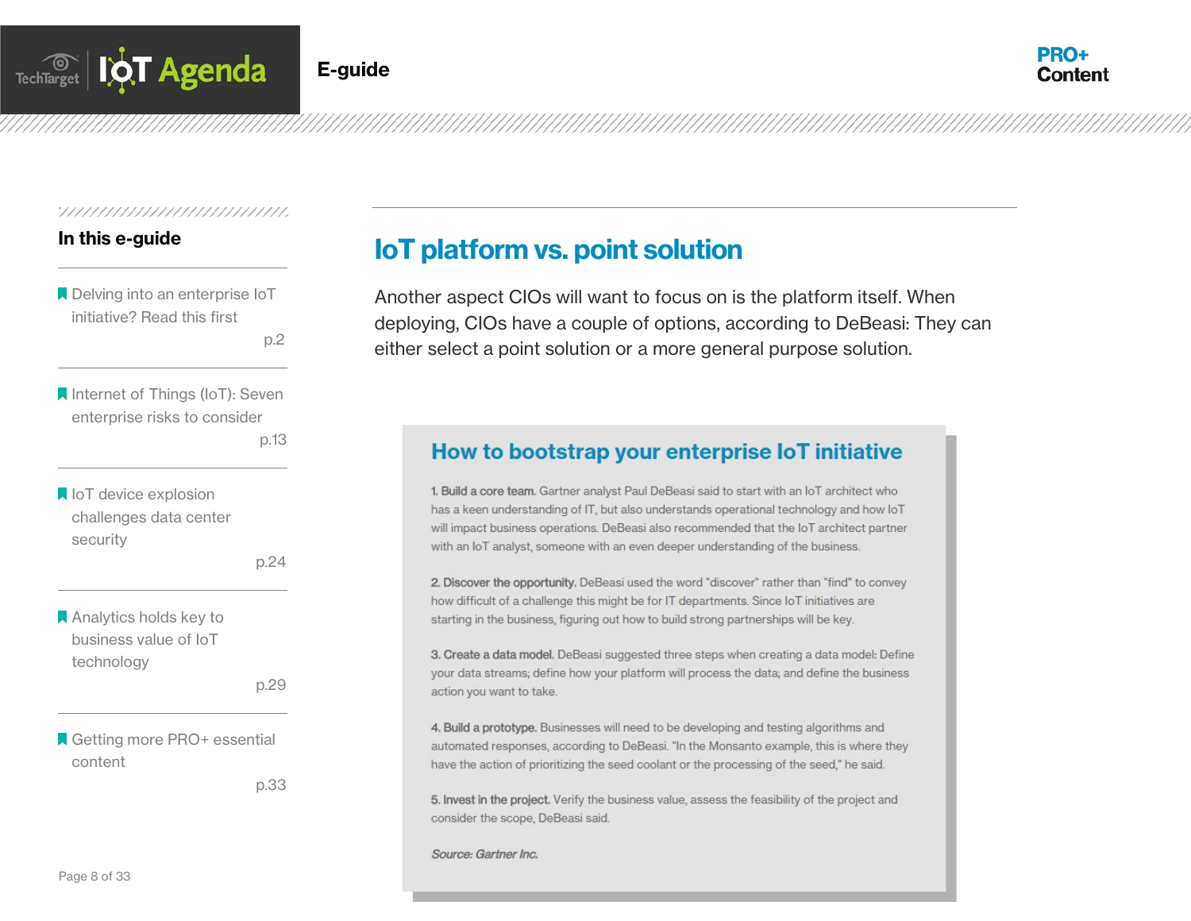## IoT platform vs. point solution

Another aspect CIOs will want to focus on is the platform itself. When deploying, CIOs have a couple of options, according to DeBeasi: They can either select a point solution or a more general purpose solution.

### How to bootstrap your enterprise IoT initiative

1. **Build a core team.** Gartner analyst Paul DeBeasi said to start with an IoT architect who has a keen understanding of IT, but also understands operational technology and how IoT will impact business operations. DeBeasi also recommended that the IoT architect partner with an IoT analyst, someone with an even deeper understanding of the business.

2. **Discover the opportunity.** DeBeasi used the word "discover" rather than "find" to convey how difficult of a challenge this might be for IT departments. Since IoT initiatives are starting in the business, figuring out how to build strong partnerships will be key.

3. **Create a data model.** DeBeasi suggested three steps when creating a data model: Define your data streams; define how your platform will process the data; and define the business action you want to take.

4. **Build a prototype.** Businesses will need to be developing and testing algorithms and automated responses, according to DeBeasi. "In the Monsanto example, this is where they have the action of prioritizing the seed coolant or the processing of the seed," he said.

5. **Invest in the project.** Verify the business value, assess the feasibility of the project and consider the scope, DeBeasi said.

*Source: Gartner Inc.*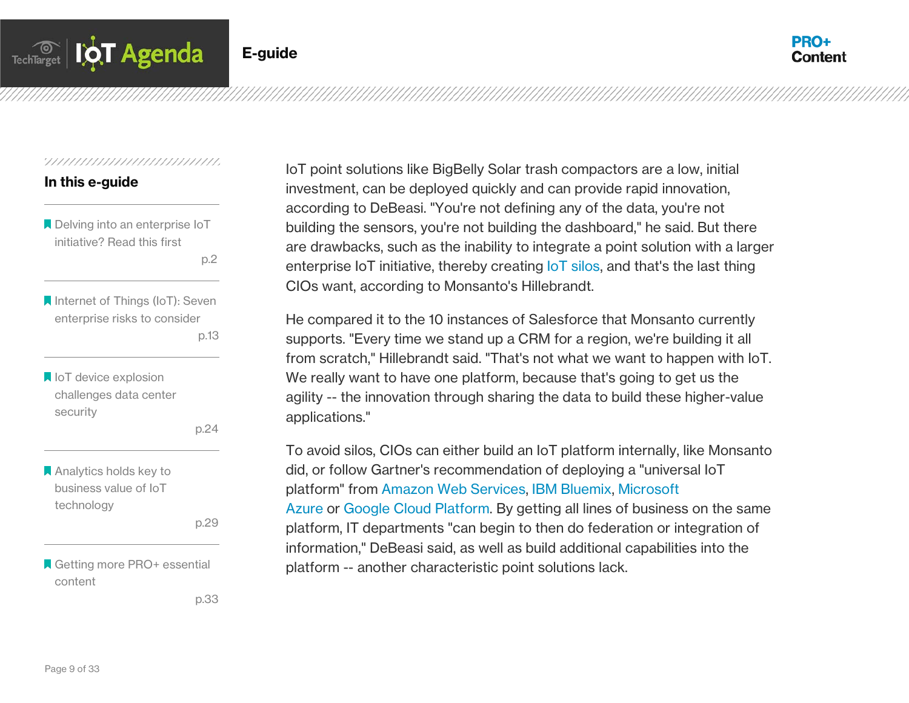IoT point solutions like BigBelly Solar trash compactors are a low, initial investment, can be deployed quickly and can provide rapid innovation, according to DeBeasi. "You're not defining any of the data, you're not building the sensors, you're not building the dashboard," he said. But there are drawbacks, such as the inability to integrate a point solution with a larger enterprise IoT initiative, thereby creating IoT silos, and that's the last thing CIOs want, according to Monsanto's Hillebrandt.

He compared it to the 10 instances of Salesforce that Monsanto currently supports. "Every time we stand up a CRM for a region, we're building it all from scratch," Hillebrandt said. "That's not what we want to happen with IoT. We really want to have one platform, because that's going to get us the agility -- the innovation through sharing the data to build these higher-value applications."

To avoid silos, CIOs can either build an IoT platform internally, like Monsanto did, or follow Gartner's recommendation of deploying a "universal IoT platform" from Amazon Web Services, IBM Bluemix, Microsoft Azure or Google Cloud Platform. By getting all lines of business on the same platform, IT departments "can begin to then do federation or integration of information," DeBeasi said, as well as build additional capabilities into the platform -- another characteristic point solutions lack.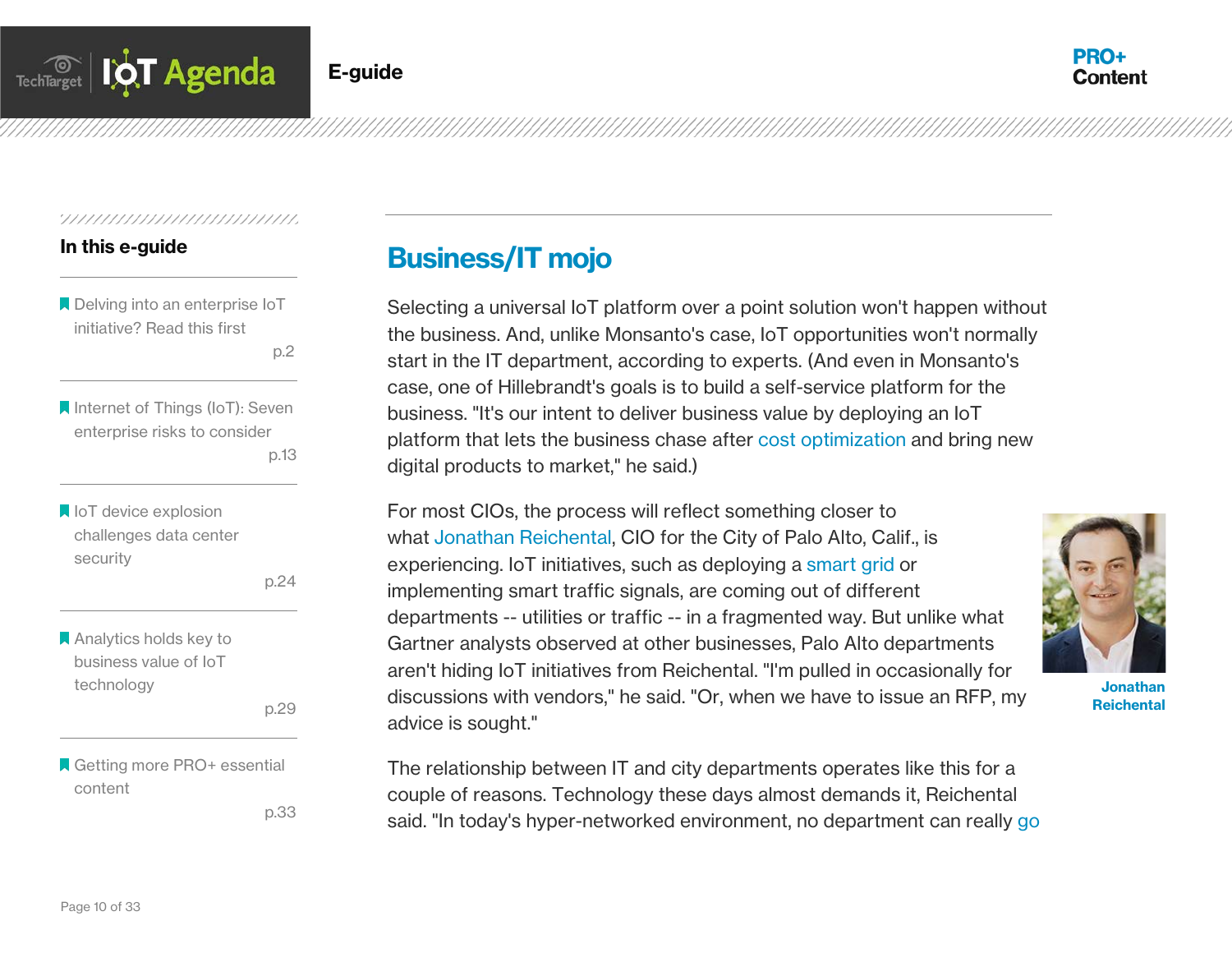## Business/IT mojo

Selecting a universal IoT platform over a point solution won't happen without the business. And, unlike Monsanto's case, IoT opportunities won't normally start in the IT department, according to experts. (And even in Monsanto's case, one of Hillebrandt's goals is to build a self-service platform for the business. "It's our intent to deliver business value by deploying an IoT platform that lets the business chase after cost optimization and bring new digital products to market," he said.)

For most CIOs, the process will reflect something closer to what Jonathan Reichental, CIO for the City of Palo Alto, Calif., is experiencing. IoT initiatives, such as deploying a smart grid or implementing smart traffic signals, are coming out of different departments -- utilities or traffic -- in a fragmented way. But unlike what Gartner analysts observed at other businesses, Palo Alto departments aren't hiding IoT initiatives from Reichental. "I'm pulled in occasionally for discussions with vendors," he said. "Or, when we have to issue an RFP, my advice is sought."

Jonathan Reichental

The relationship between IT and city departments operates like this for a couple of reasons. Technology these days almost demands it, Reichental said. "In today's hyper-networked environment, no department can really go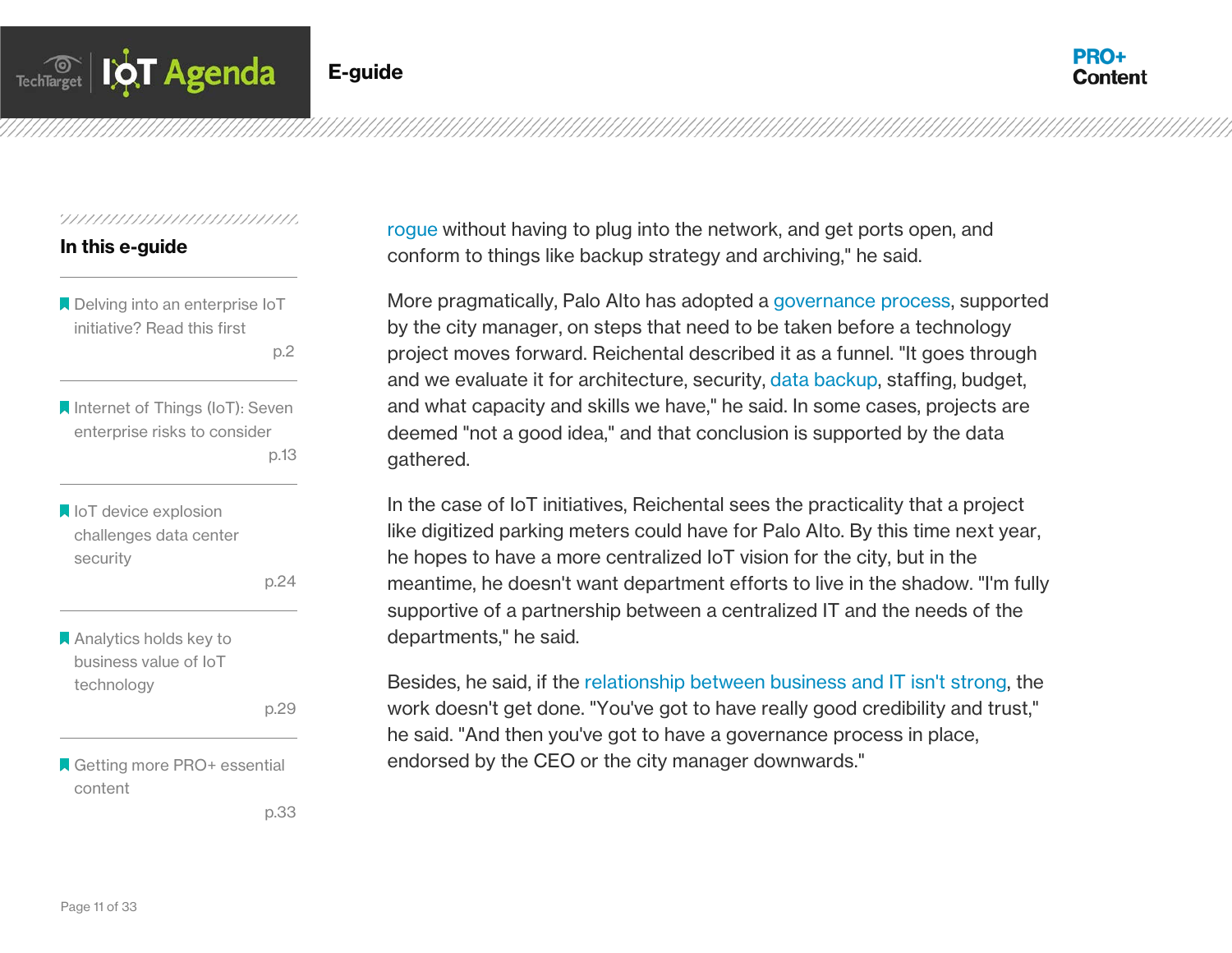rogue without having to plug into the network, and get ports open, and conform to things like backup strategy and archiving," he said.

More pragmatically, Palo Alto has adopted a governance process, supported by the city manager, on steps that need to be taken before a technology project moves forward. Reichental described it as a funnel. "It goes through and we evaluate it for architecture, security, data backup, staffing, budget, and what capacity and skills we have," he said. In some cases, projects are deemed "not a good idea," and that conclusion is supported by the data gathered.

In the case of IoT initiatives, Reichental sees the practicality that a project like digitized parking meters could have for Palo Alto. By this time next year, he hopes to have a more centralized IoT vision for the city, but in the meantime, he doesn't want department efforts to live in the shadow. "I'm fully supportive of a partnership between a centralized IT and the needs of the departments," he said.

Besides, he said, if the relationship between business and IT isn't strong, the work doesn't get done. "You've got to have really good credibility and trust," he said. "And then you've got to have a governance process in place, endorsed by the CEO or the city manager downwards."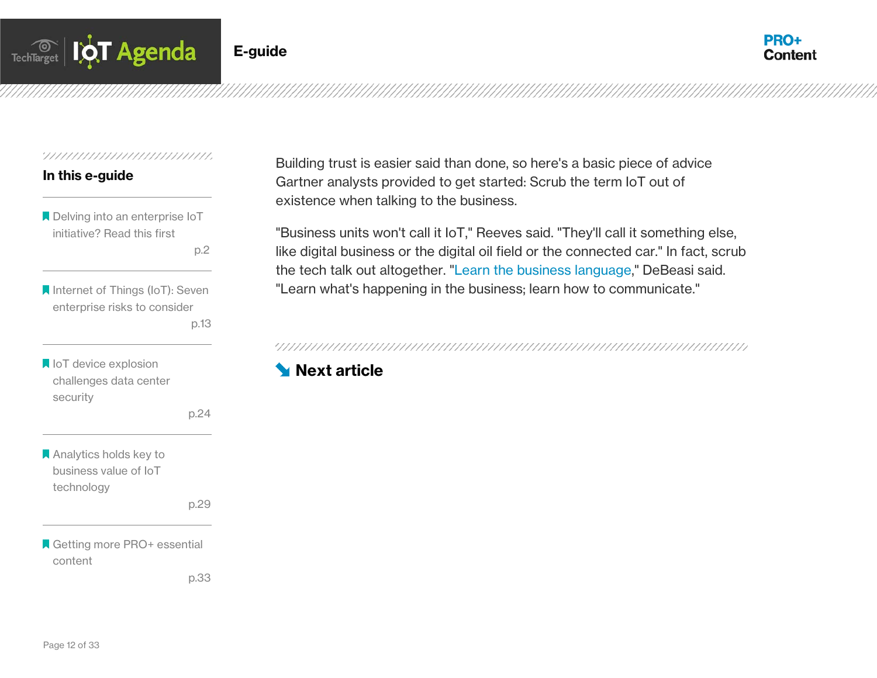Building trust is easier said than done, so here's a basic piece of advice Gartner analysts provided to get started: Scrub the term IoT out of existence when talking to the business.

"Business units won't call it IoT," Reeves said. "They'll call it something else, like digital business or the digital oil field or the connected car." In fact, scrub the tech talk out altogether. "Learn the business language," DeBeasi said. "Learn what's happening in the business; learn how to communicate."

## Next article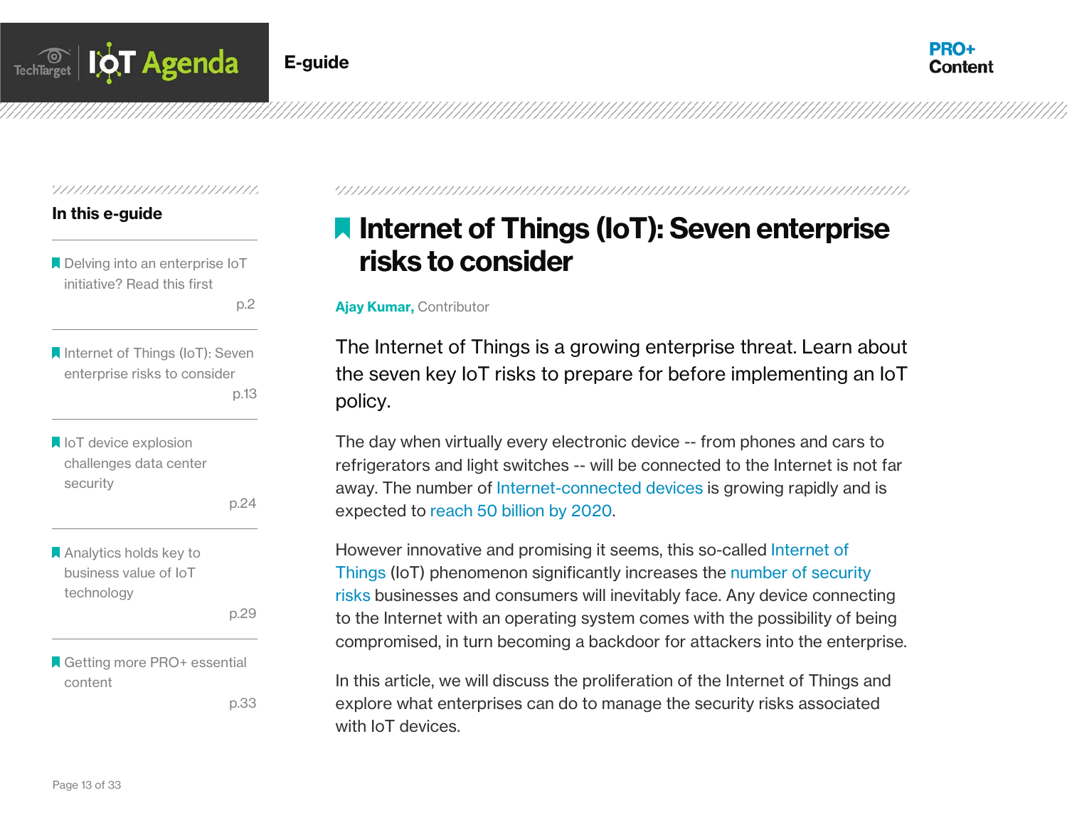# Internet of Things (IoT): Seven enterprise risks to consider

**Ajay Kumar,** Contributor

The Internet of Things is a growing enterprise threat. Learn about the seven key IoT risks to prepare for before implementing an IoT policy.

The day when virtually every electronic device -- from phones and cars to refrigerators and light switches -- will be connected to the Internet is not far away. The number of Internet-connected devices is growing rapidly and is expected to reach 50 billion by 2020.

However innovative and promising it seems, this so-called Internet of Things (IoT) phenomenon significantly increases the number of security risks businesses and consumers will inevitably face. Any device connecting to the Internet with an operating system comes with the possibility of being compromised, in turn becoming a backdoor for attackers into the enterprise.

In this article, we will discuss the proliferation of the Internet of Things and explore what enterprises can do to manage the security risks associated with IoT devices.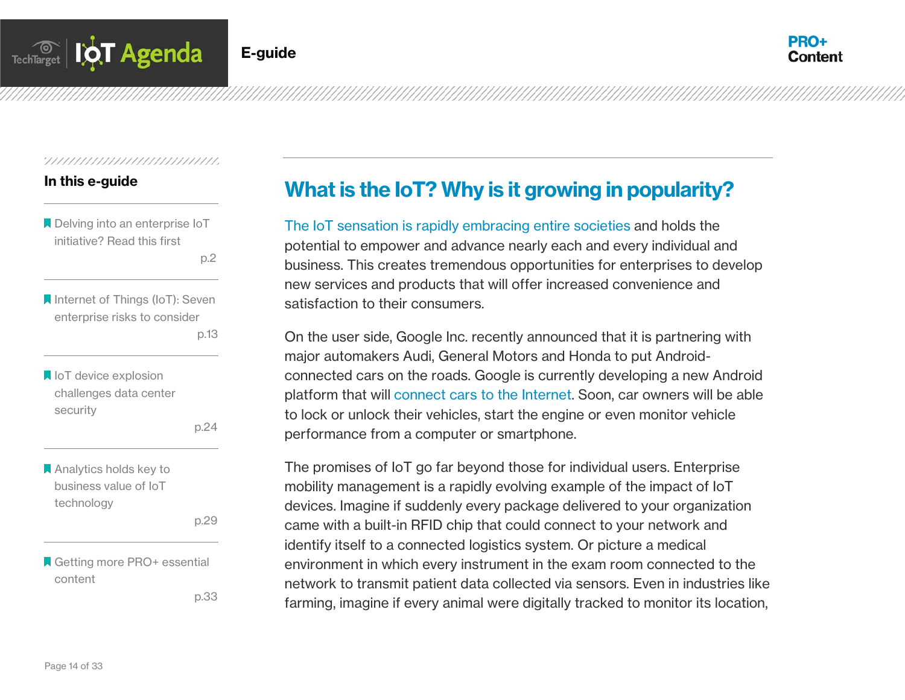## What is the IoT? Why is it growing in popularity?

The IoT sensation is rapidly embracing entire societies and holds the potential to empower and advance nearly each and every individual and business. This creates tremendous opportunities for enterprises to develop new services and products that will offer increased convenience and satisfaction to their consumers.

On the user side, Google Inc. recently announced that it is partnering with major automakers Audi, General Motors and Honda to put Android-connected cars on the roads. Google is currently developing a new Android platform that will connect cars to the Internet. Soon, car owners will be able to lock or unlock their vehicles, start the engine or even monitor vehicle performance from a computer or smartphone.

The promises of IoT go far beyond those for individual users. Enterprise mobility management is a rapidly evolving example of the impact of IoT devices. Imagine if suddenly every package delivered to your organization came with a built-in RFID chip that could connect to your network and identify itself to a connected logistics system. Or picture a medical environment in which every instrument in the exam room connected to the network to transmit patient data collected via sensors. Even in industries like farming, imagine if every animal were digitally tracked to monitor its location,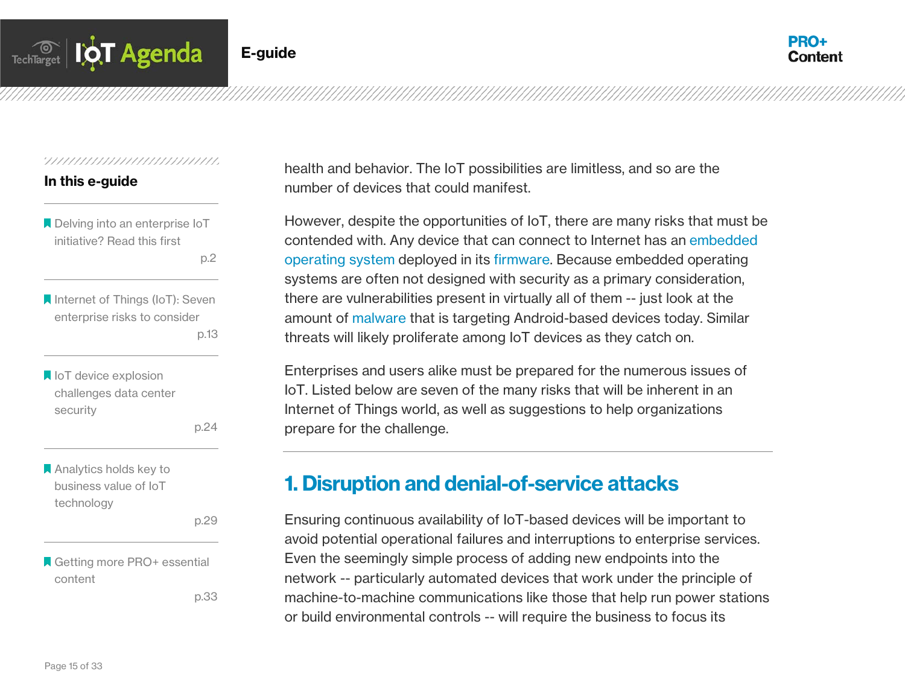health and behavior. The IoT possibilities are limitless, and so are the number of devices that could manifest.

However, despite the opportunities of IoT, there are many risks that must be contended with. Any device that can connect to Internet has an embedded operating system deployed in its firmware. Because embedded operating systems are often not designed with security as a primary consideration, there are vulnerabilities present in virtually all of them -- just look at the amount of malware that is targeting Android-based devices today. Similar threats will likely proliferate among IoT devices as they catch on.

Enterprises and users alike must be prepared for the numerous issues of IoT. Listed below are seven of the many risks that will be inherent in an Internet of Things world, as well as suggestions to help organizations prepare for the challenge.

## 1. Disruption and denial-of-service attacks

Ensuring continuous availability of IoT-based devices will be important to avoid potential operational failures and interruptions to enterprise services. Even the seemingly simple process of adding new endpoints into the network -- particularly automated devices that work under the principle of machine-to-machine communications like those that help run power stations or build environmental controls -- will require the business to focus its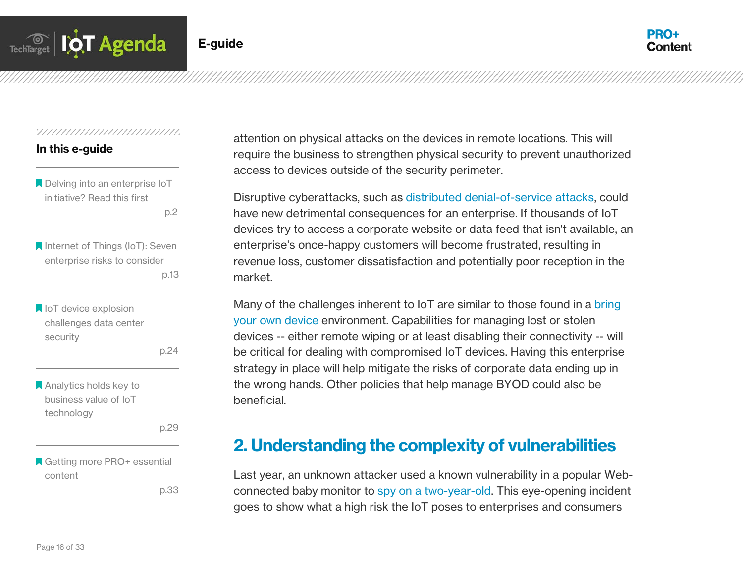attention on physical attacks on the devices in remote locations. This will require the business to strengthen physical security to prevent unauthorized access to devices outside of the security perimeter.

Disruptive cyberattacks, such as distributed denial-of-service attacks, could have new detrimental consequences for an enterprise. If thousands of IoT devices try to access a corporate website or data feed that isn't available, an enterprise's once-happy customers will become frustrated, resulting in revenue loss, customer dissatisfaction and potentially poor reception in the market.

Many of the challenges inherent to IoT are similar to those found in a bring your own device environment. Capabilities for managing lost or stolen devices -- either remote wiping or at least disabling their connectivity -- will be critical for dealing with compromised IoT devices. Having this enterprise strategy in place will help mitigate the risks of corporate data ending up in the wrong hands. Other policies that help manage BYOD could also be beneficial.

---

## 2. Understanding the complexity of vulnerabilities

Last year, an unknown attacker used a known vulnerability in a popular Web-connected baby monitor to spy on a two-year-old. This eye-opening incident goes to show what a high risk the IoT poses to enterprises and consumers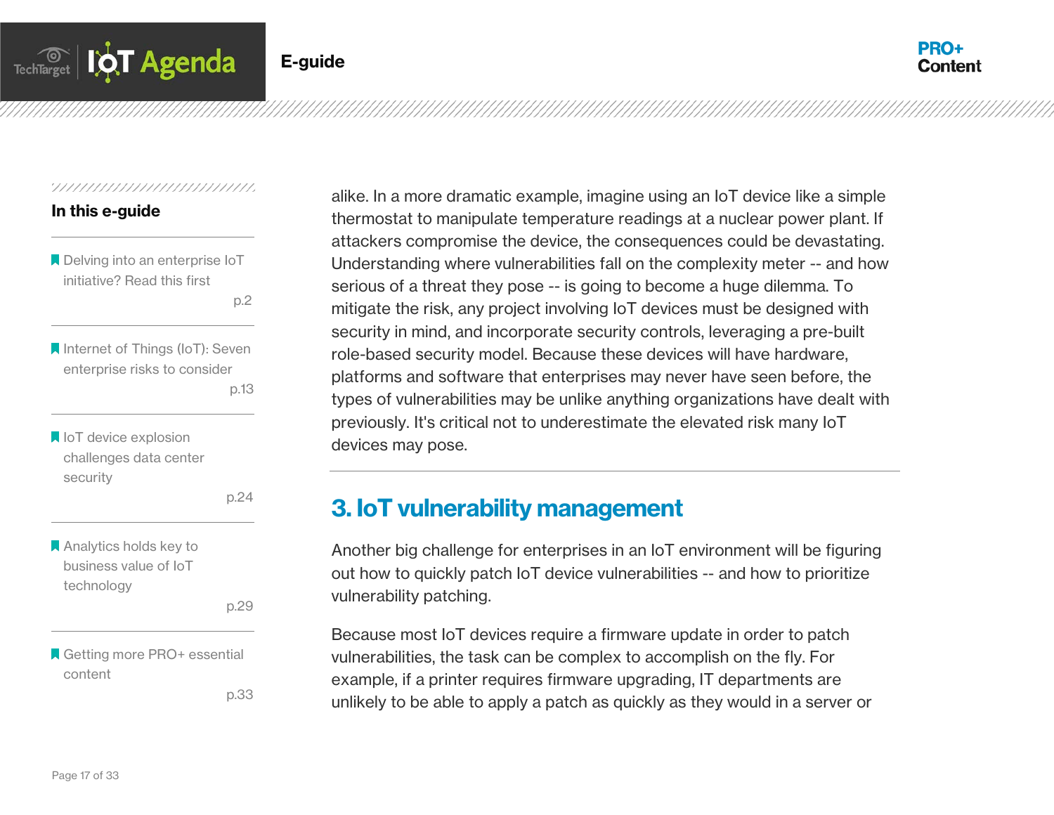alike. In a more dramatic example, imagine using an IoT device like a simple thermostat to manipulate temperature readings at a nuclear power plant. If attackers compromise the device, the consequences could be devastating. Understanding where vulnerabilities fall on the complexity meter -- and how serious of a threat they pose -- is going to become a huge dilemma. To mitigate the risk, any project involving IoT devices must be designed with security in mind, and incorporate security controls, leveraging a pre-built role-based security model. Because these devices will have hardware, platforms and software that enterprises may never have seen before, the types of vulnerabilities may be unlike anything organizations have dealt with previously. It's critical not to underestimate the elevated risk many IoT devices may pose.

---

## 3. IoT vulnerability management

Another big challenge for enterprises in an IoT environment will be figuring out how to quickly patch IoT device vulnerabilities -- and how to prioritize vulnerability patching.

Because most IoT devices require a firmware update in order to patch vulnerabilities, the task can be complex to accomplish on the fly. For example, if a printer requires firmware upgrading, IT departments are unlikely to be able to apply a patch as quickly as they would in a server or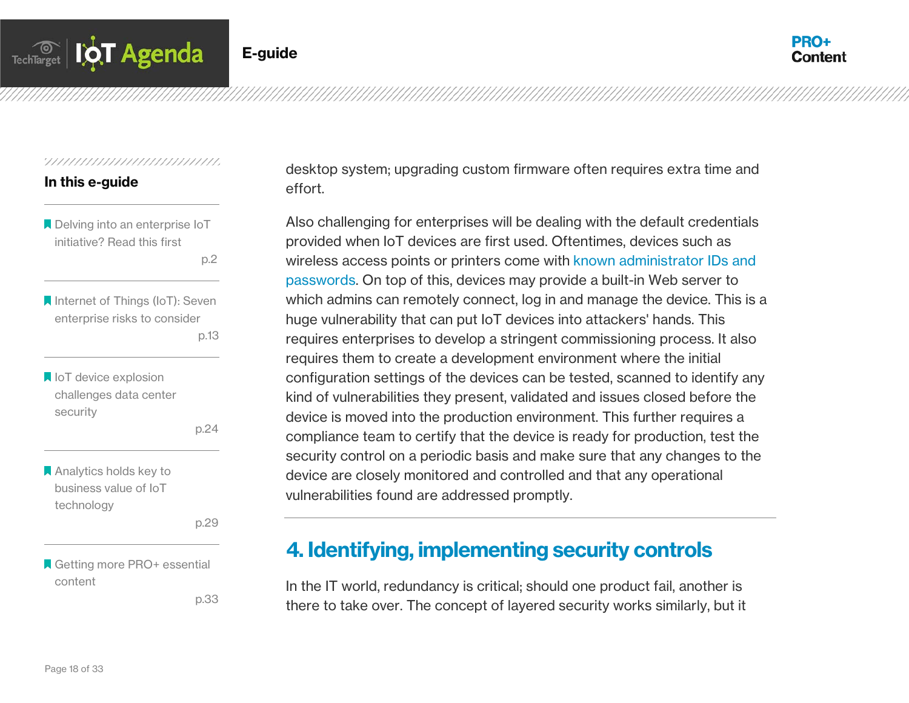desktop system; upgrading custom firmware often requires extra time and effort.

Also challenging for enterprises will be dealing with the default credentials provided when IoT devices are first used. Oftentimes, devices such as wireless access points or printers come with known administrator IDs and passwords. On top of this, devices may provide a built-in Web server to which admins can remotely connect, log in and manage the device. This is a huge vulnerability that can put IoT devices into attackers' hands. This requires enterprises to develop a stringent commissioning process. It also requires them to create a development environment where the initial configuration settings of the devices can be tested, scanned to identify any kind of vulnerabilities they present, validated and issues closed before the device is moved into the production environment. This further requires a compliance team to certify that the device is ready for production, test the security control on a periodic basis and make sure that any changes to the device are closely monitored and controlled and that any operational vulnerabilities found are addressed promptly.

## 4. Identifying, implementing security controls

In the IT world, redundancy is critical; should one product fail, another is there to take over. The concept of layered security works similarly, but it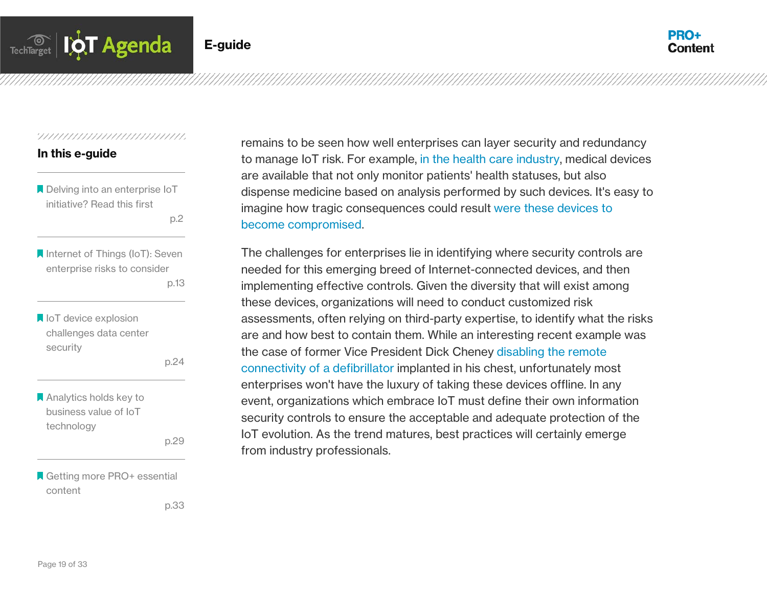remains to be seen how well enterprises can layer security and redundancy to manage IoT risk. For example, in the health care industry, medical devices are available that not only monitor patients' health statuses, but also dispense medicine based on analysis performed by such devices. It's easy to imagine how tragic consequences could result were these devices to become compromised.

The challenges for enterprises lie in identifying where security controls are needed for this emerging breed of Internet-connected devices, and then implementing effective controls. Given the diversity that will exist among these devices, organizations will need to conduct customized risk assessments, often relying on third-party expertise, to identify what the risks are and how best to contain them. While an interesting recent example was the case of former Vice President Dick Cheney disabling the remote connectivity of a defibrillator implanted in his chest, unfortunately most enterprises won't have the luxury of taking these devices offline. In any event, organizations which embrace IoT must define their own information security controls to ensure the acceptable and adequate protection of the IoT evolution. As the trend matures, best practices will certainly emerge from industry professionals.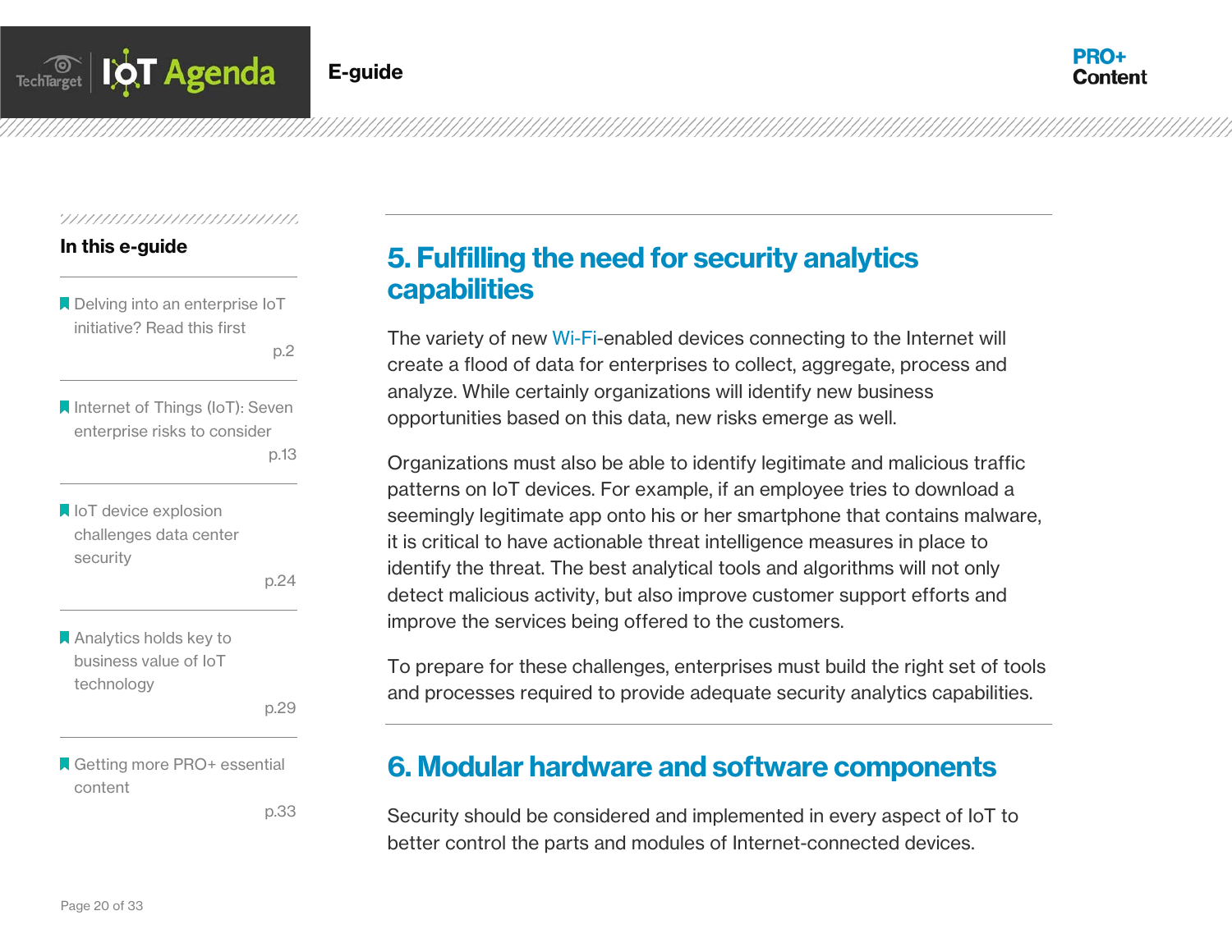## 5. Fulfilling the need for security analytics capabilities

The variety of new Wi-Fi-enabled devices connecting to the Internet will create a flood of data for enterprises to collect, aggregate, process and analyze. While certainly organizations will identify new business opportunities based on this data, new risks emerge as well.

Organizations must also be able to identify legitimate and malicious traffic patterns on IoT devices. For example, if an employee tries to download a seemingly legitimate app onto his or her smartphone that contains malware, it is critical to have actionable threat intelligence measures in place to identify the threat. The best analytical tools and algorithms will not only detect malicious activity, but also improve customer support efforts and improve the services being offered to the customers.

To prepare for these challenges, enterprises must build the right set of tools and processes required to provide adequate security analytics capabilities.

## 6. Modular hardware and software components

Security should be considered and implemented in every aspect of IoT to better control the parts and modules of Internet-connected devices.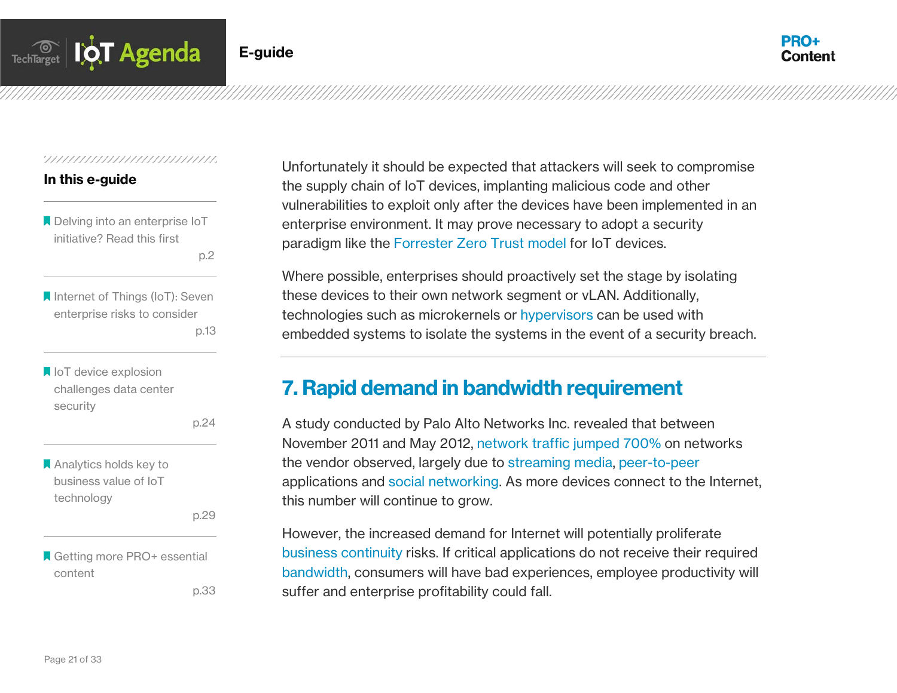Unfortunately it should be expected that attackers will seek to compromise the supply chain of IoT devices, implanting malicious code and other vulnerabilities to exploit only after the devices have been implemented in an enterprise environment. It may prove necessary to adopt a security paradigm like the Forrester Zero Trust model for IoT devices.

Where possible, enterprises should proactively set the stage by isolating these devices to their own network segment or vLAN. Additionally, technologies such as microkernels or hypervisors can be used with embedded systems to isolate the systems in the event of a security breach.

## 7. Rapid demand in bandwidth requirement

A study conducted by Palo Alto Networks Inc. revealed that between November 2011 and May 2012, network traffic jumped 700% on networks the vendor observed, largely due to streaming media, peer-to-peer applications and social networking. As more devices connect to the Internet, this number will continue to grow.

However, the increased demand for Internet will potentially proliferate business continuity risks. If critical applications do not receive their required bandwidth, consumers will have bad experiences, employee productivity will suffer and enterprise profitability could fall.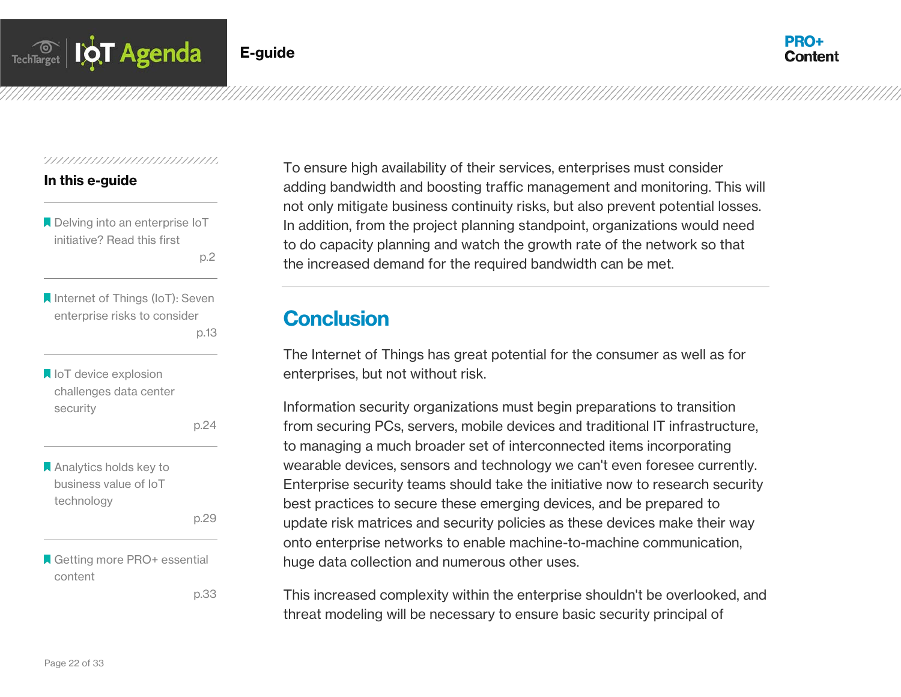To ensure high availability of their services, enterprises must consider adding bandwidth and boosting traffic management and monitoring. This will not only mitigate business continuity risks, but also prevent potential losses. In addition, from the project planning standpoint, organizations would need to do capacity planning and watch the growth rate of the network so that the increased demand for the required bandwidth can be met.

## Conclusion

The Internet of Things has great potential for the consumer as well as for enterprises, but not without risk.

Information security organizations must begin preparations to transition from securing PCs, servers, mobile devices and traditional IT infrastructure, to managing a much broader set of interconnected items incorporating wearable devices, sensors and technology we can't even foresee currently. Enterprise security teams should take the initiative now to research security best practices to secure these emerging devices, and be prepared to update risk matrices and security policies as these devices make their way onto enterprise networks to enable machine-to-machine communication, huge data collection and numerous other uses.

This increased complexity within the enterprise shouldn't be overlooked, and threat modeling will be necessary to ensure basic security principal of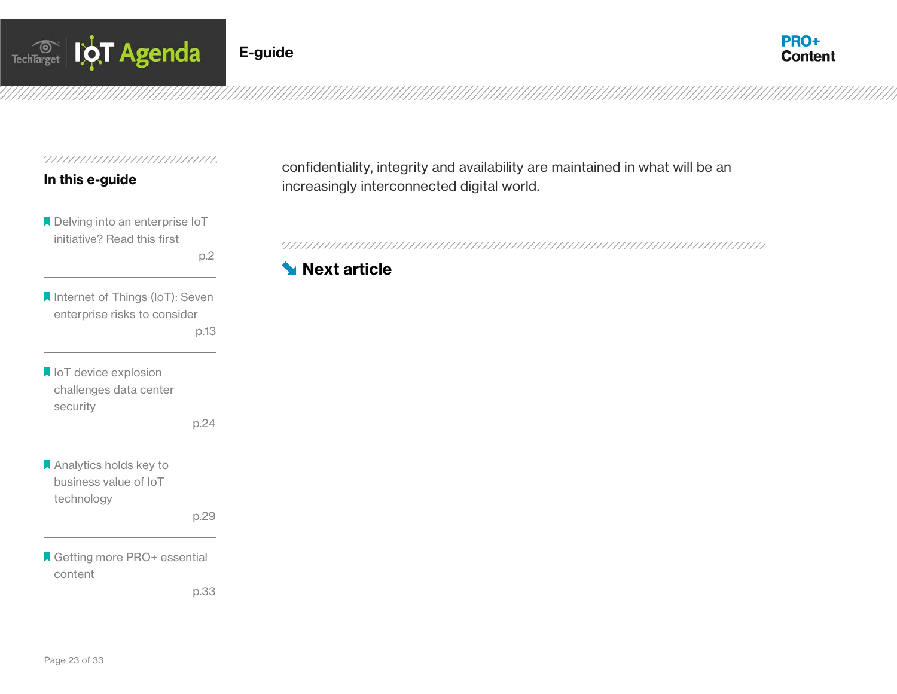confidentiality, integrity and availability are maintained in what will be an increasingly interconnected digital world.

## Next article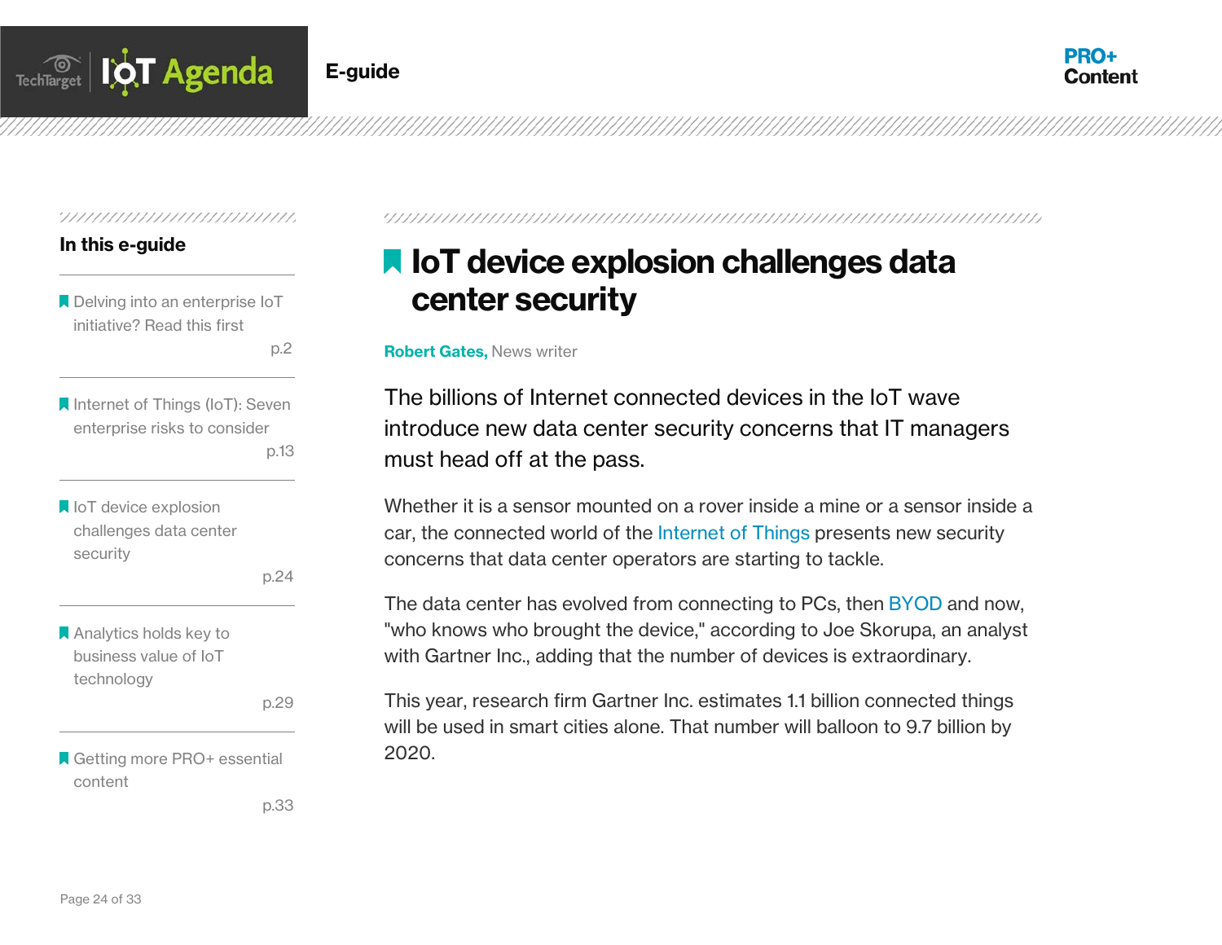## In this e-guide

- Delving into an enterprise IoT initiative? Read this first p.2
- Internet of Things (IoT): Seven enterprise risks to consider p.13
- IoT device explosion challenges data center security p.24
- Analytics holds key to business value of IoT technology p.29
- Getting more PRO+ essential content p.33

# IoT device explosion challenges data center security

**Robert Gates,** News writer

The billions of Internet connected devices in the IoT wave introduce new data center security concerns that IT managers must head off at the pass.

Whether it is a sensor mounted on a rover inside a mine or a sensor inside a car, the connected world of the Internet of Things presents new security concerns that data center operators are starting to tackle.

The data center has evolved from connecting to PCs, then BYOD and now, "who knows who brought the device," according to Joe Skorupa, an analyst with Gartner Inc., adding that the number of devices is extraordinary.

This year, research firm Gartner Inc. estimates 1.1 billion connected things will be used in smart cities alone. That number will balloon to 9.7 billion by 2020.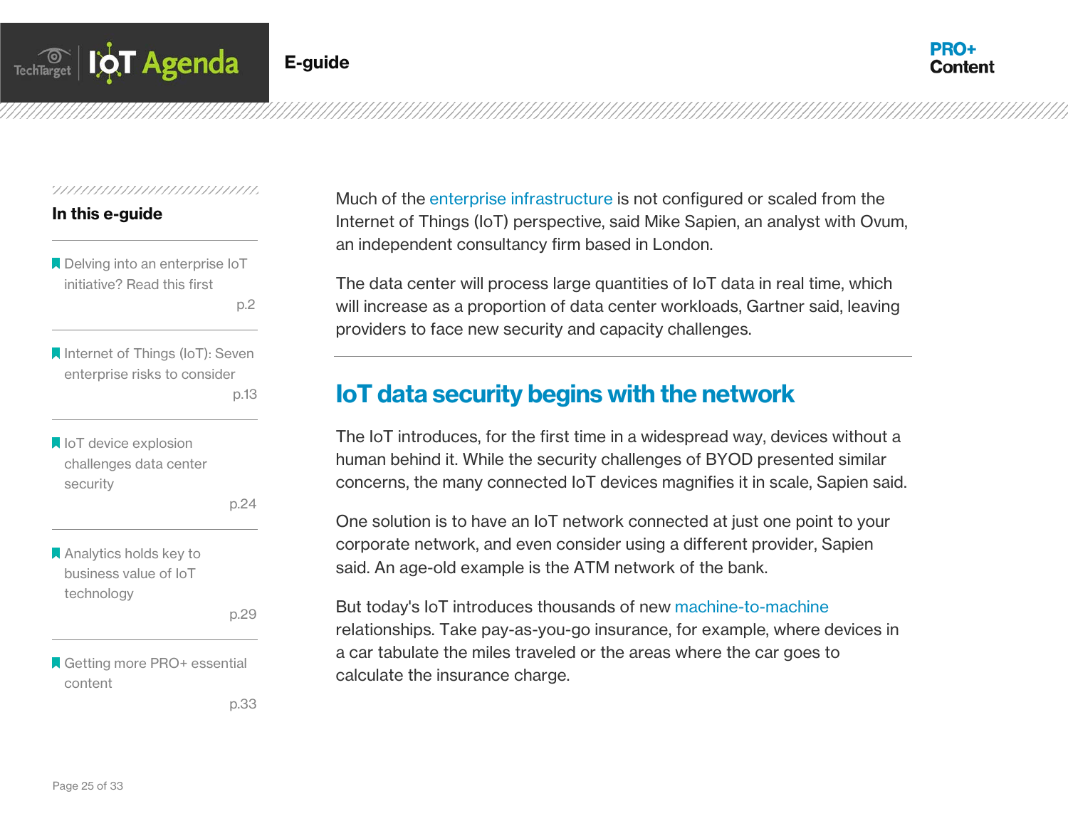Much of the enterprise infrastructure is not configured or scaled from the Internet of Things (IoT) perspective, said Mike Sapien, an analyst with Ovum, an independent consultancy firm based in London.

The data center will process large quantities of IoT data in real time, which will increase as a proportion of data center workloads, Gartner said, leaving providers to face new security and capacity challenges.

## IoT data security begins with the network

The IoT introduces, for the first time in a widespread way, devices without a human behind it. While the security challenges of BYOD presented similar concerns, the many connected IoT devices magnifies it in scale, Sapien said.

One solution is to have an IoT network connected at just one point to your corporate network, and even consider using a different provider, Sapien said. An age-old example is the ATM network of the bank.

But today's IoT introduces thousands of new machine-to-machine relationships. Take pay-as-you-go insurance, for example, where devices in a car tabulate the miles traveled or the areas where the car goes to calculate the insurance charge.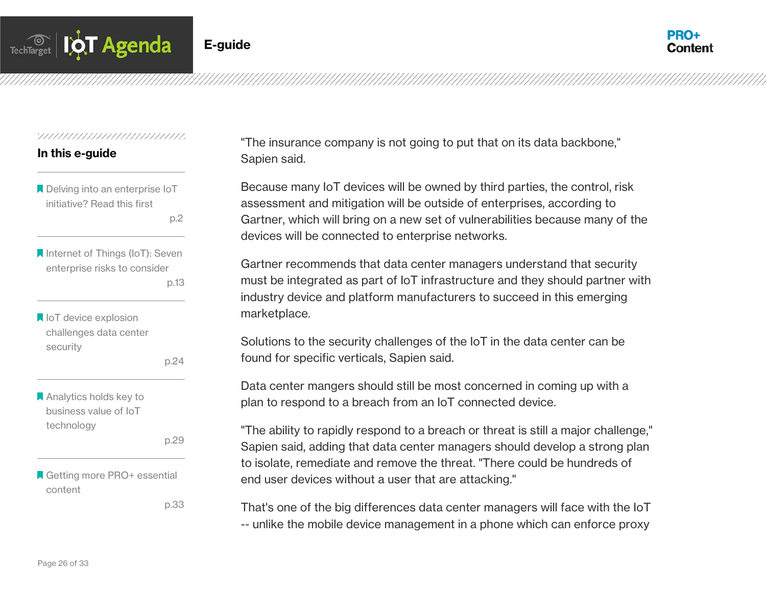"The insurance company is not going to put that on its data backbone," Sapien said.

Because many IoT devices will be owned by third parties, the control, risk assessment and mitigation will be outside of enterprises, according to Gartner, which will bring on a new set of vulnerabilities because many of the devices will be connected to enterprise networks.

Gartner recommends that data center managers understand that security must be integrated as part of IoT infrastructure and they should partner with industry device and platform manufacturers to succeed in this emerging marketplace.

Solutions to the security challenges of the IoT in the data center can be found for specific verticals, Sapien said.

Data center mangers should still be most concerned in coming up with a plan to respond to a breach from an IoT connected device.

"The ability to rapidly respond to a breach or threat is still a major challenge," Sapien said, adding that data center managers should develop a strong plan to isolate, remediate and remove the threat. "There could be hundreds of end user devices without a user that are attacking."

That's one of the big differences data center managers will face with the IoT -- unlike the mobile device management in a phone which can enforce proxy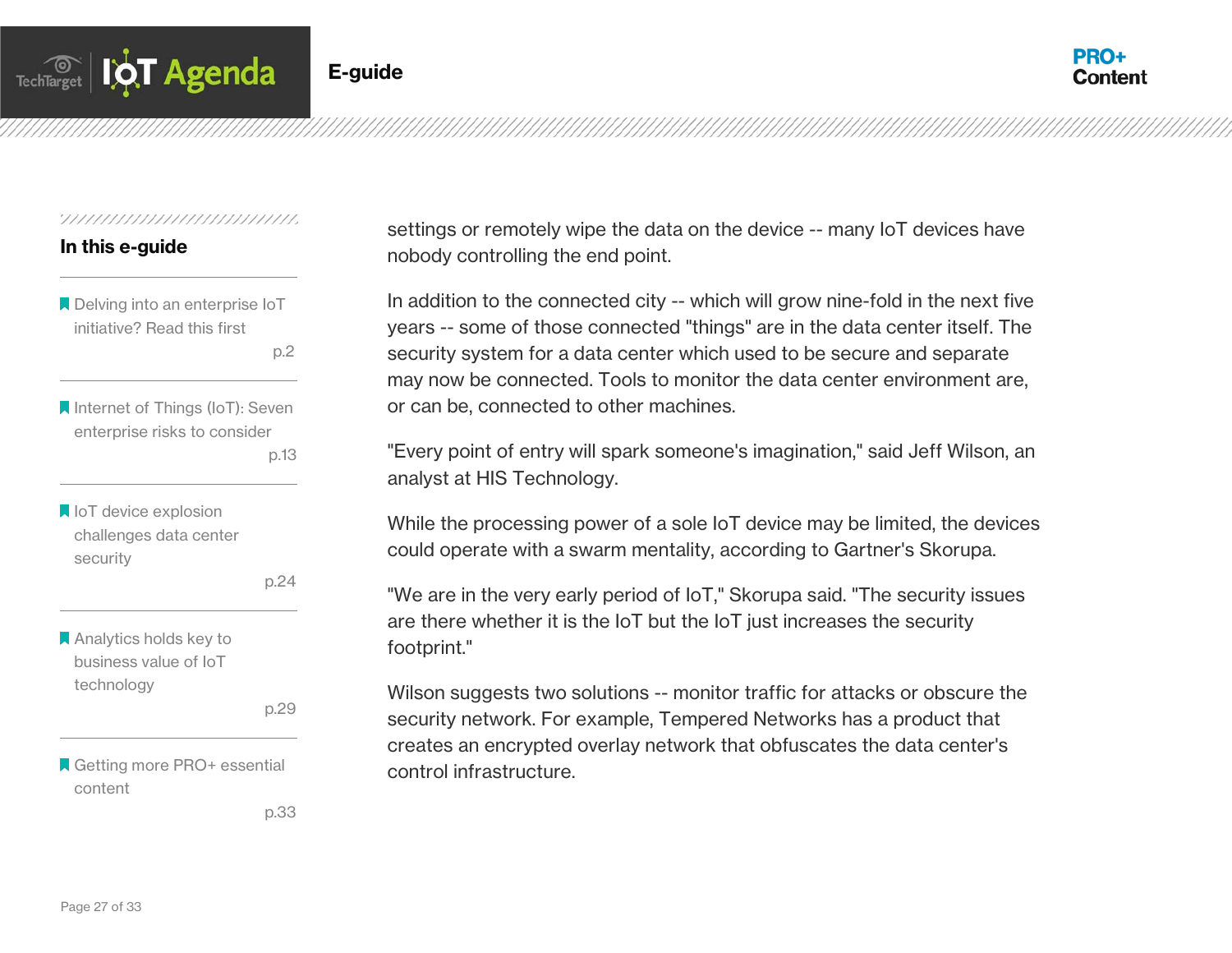settings or remotely wipe the data on the device -- many IoT devices have nobody controlling the end point.

In addition to the connected city -- which will grow nine-fold in the next five years -- some of those connected "things" are in the data center itself. The security system for a data center which used to be secure and separate may now be connected. Tools to monitor the data center environment are, or can be, connected to other machines.

"Every point of entry will spark someone's imagination," said Jeff Wilson, an analyst at HIS Technology.

While the processing power of a sole IoT device may be limited, the devices could operate with a swarm mentality, according to Gartner's Skorupa.

"We are in the very early period of IoT," Skorupa said. "The security issues are there whether it is the IoT but the IoT just increases the security footprint."

Wilson suggests two solutions -- monitor traffic for attacks or obscure the security network. For example, Tempered Networks has a product that creates an encrypted overlay network that obfuscates the data center's control infrastructure.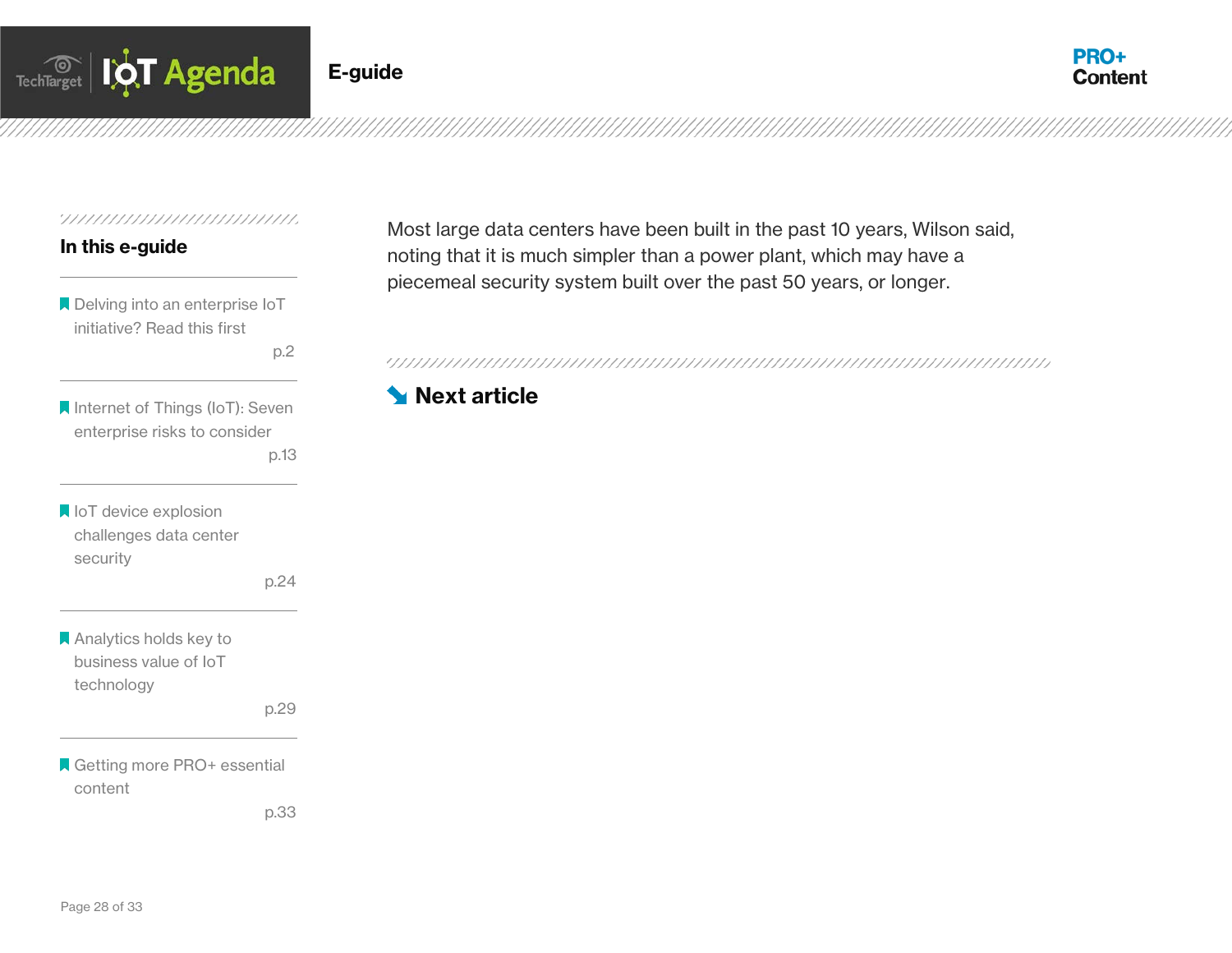Most large data centers have been built in the past 10 years, Wilson said, noting that it is much simpler than a power plant, which may have a piecemeal security system built over the past 50 years, or longer.

## Next article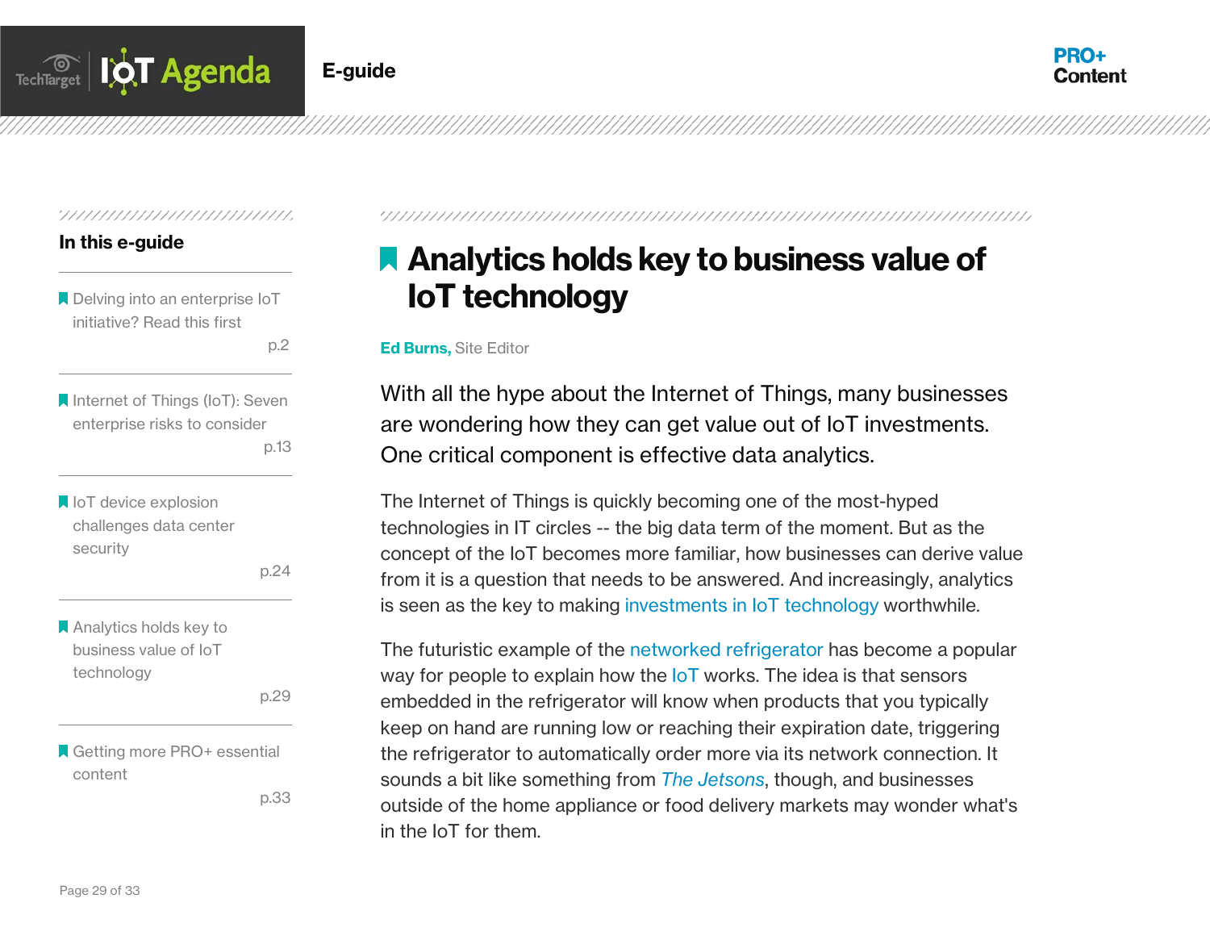In this e-guide

- Delving into an enterprise IoT initiative? Read this first p.2
- Internet of Things (IoT): Seven enterprise risks to consider p.13
- IoT device explosion challenges data center security p.24
- Analytics holds key to business value of IoT technology p.29
- Getting more PRO+ essential content p.33

# Analytics holds key to business value of IoT technology

**Ed Burns,** Site Editor

With all the hype about the Internet of Things, many businesses are wondering how they can get value out of IoT investments. One critical component is effective data analytics.

The Internet of Things is quickly becoming one of the most-hyped technologies in IT circles -- the big data term of the moment. But as the concept of the IoT becomes more familiar, how businesses can derive value from it is a question that needs to be answered. And increasingly, analytics is seen as the key to making investments in IoT technology worthwhile.

The futuristic example of the networked refrigerator has become a popular way for people to explain how the IoT works. The idea is that sensors embedded in the refrigerator will know when products that you typically keep on hand are running low or reaching their expiration date, triggering the refrigerator to automatically order more via its network connection. It sounds a bit like something from *The Jetsons*, though, and businesses outside of the home appliance or food delivery markets may wonder what's in the IoT for them.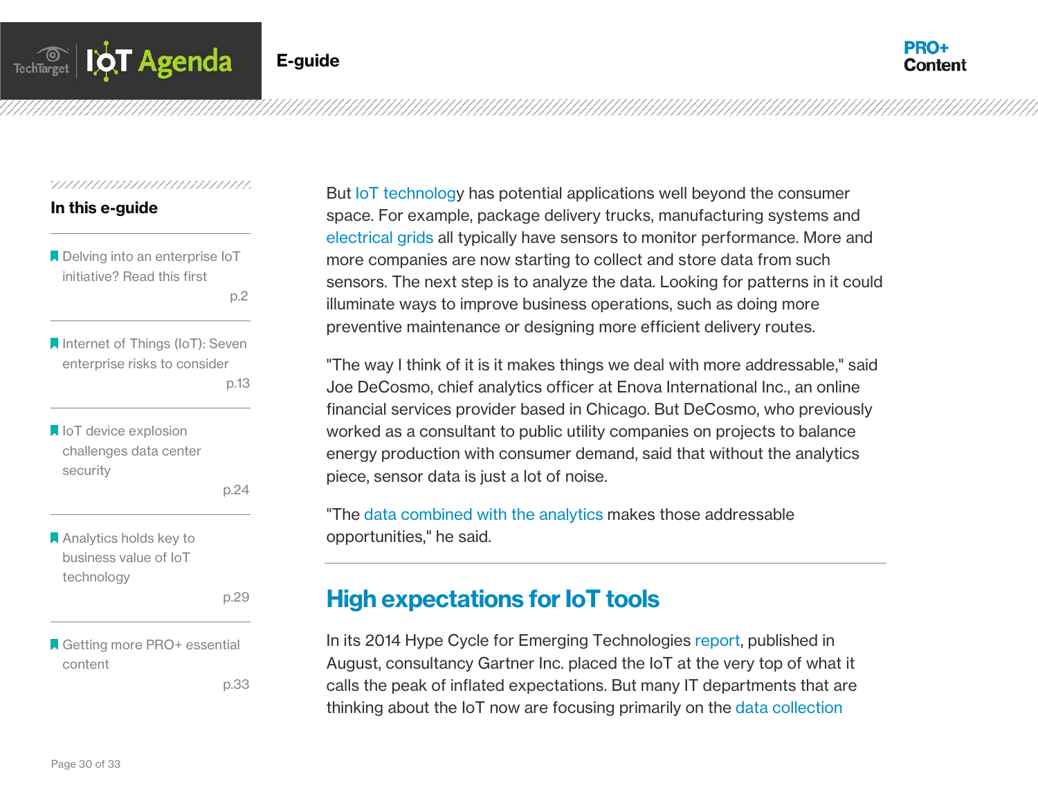But IoT technology has potential applications well beyond the consumer space. For example, package delivery trucks, manufacturing systems and electrical grids all typically have sensors to monitor performance. More and more companies are now starting to collect and store data from such sensors. The next step is to analyze the data. Looking for patterns in it could illuminate ways to improve business operations, such as doing more preventive maintenance or designing more efficient delivery routes.

"The way I think of it is it makes things we deal with more addressable," said Joe DeCosmo, chief analytics officer at Enova International Inc., an online financial services provider based in Chicago. But DeCosmo, who previously worked as a consultant to public utility companies on projects to balance energy production with consumer demand, said that without the analytics piece, sensor data is just a lot of noise.

"The data combined with the analytics makes those addressable opportunities," he said.

## High expectations for IoT tools

In its 2014 Hype Cycle for Emerging Technologies report, published in August, consultancy Gartner Inc. placed the IoT at the very top of what it calls the peak of inflated expectations. But many IT departments that are thinking about the IoT now are focusing primarily on the data collection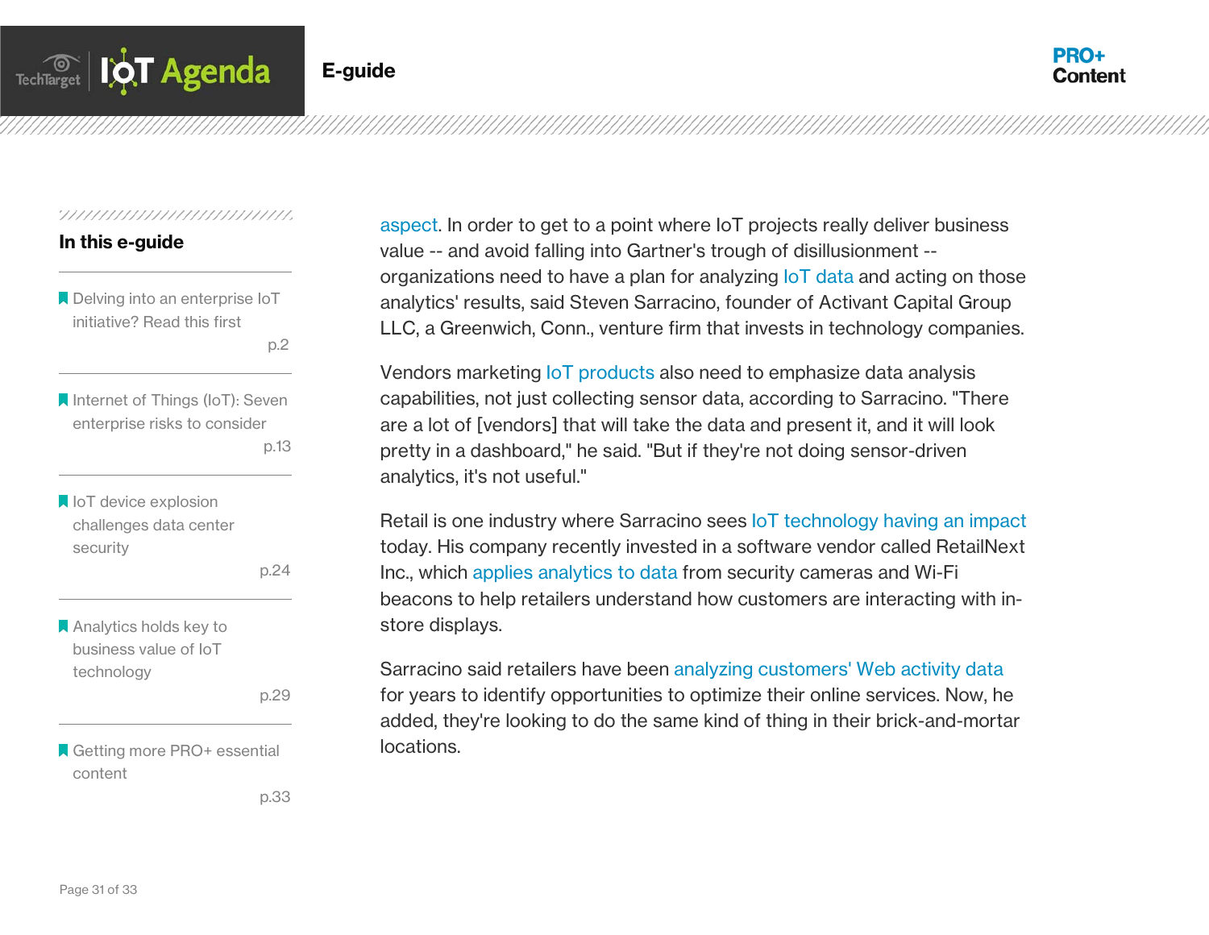aspect. In order to get to a point where IoT projects really deliver business value -- and avoid falling into Gartner's trough of disillusionment -- organizations need to have a plan for analyzing IoT data and acting on those analytics' results, said Steven Sarracino, founder of Activant Capital Group LLC, a Greenwich, Conn., venture firm that invests in technology companies.

Vendors marketing IoT products also need to emphasize data analysis capabilities, not just collecting sensor data, according to Sarracino. "There are a lot of [vendors] that will take the data and present it, and it will look pretty in a dashboard," he said. "But if they're not doing sensor-driven analytics, it's not useful."

Retail is one industry where Sarracino sees IoT technology having an impact today. His company recently invested in a software vendor called RetailNext Inc., which applies analytics to data from security cameras and Wi-Fi beacons to help retailers understand how customers are interacting with in-store displays.

Sarracino said retailers have been analyzing customers' Web activity data for years to identify opportunities to optimize their online services. Now, he added, they're looking to do the same kind of thing in their brick-and-mortar locations.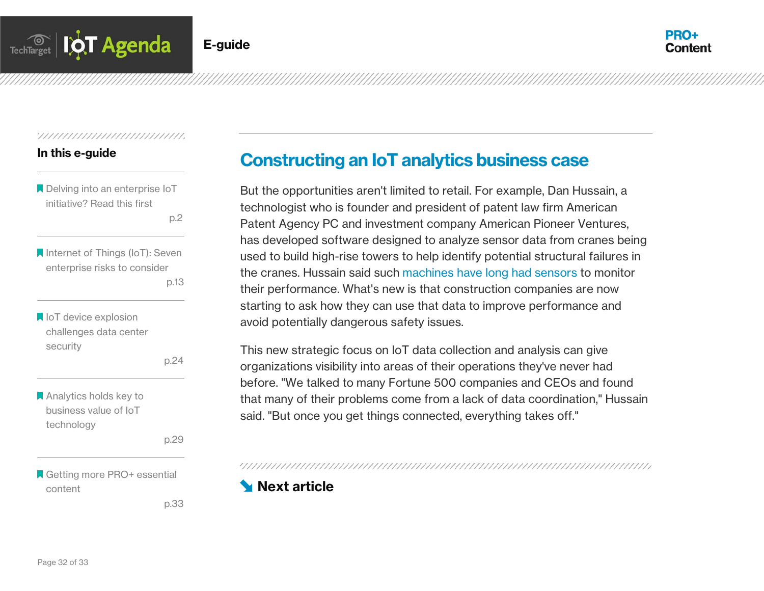## In this e-guide

- Delving into an enterprise IoT initiative? Read this first p.2
- Internet of Things (IoT): Seven enterprise risks to consider p.13
- IoT device explosion challenges data center security p.24
- Analytics holds key to business value of IoT technology p.29
- Getting more PRO+ essential content p.33

# Constructing an IoT analytics business case

But the opportunities aren't limited to retail. For example, Dan Hussain, a technologist who is founder and president of patent law firm American Patent Agency PC and investment company American Pioneer Ventures, has developed software designed to analyze sensor data from cranes being used to build high-rise towers to help identify potential structural failures in the cranes. Hussain said such machines have long had sensors to monitor their performance. What's new is that construction companies are now starting to ask how they can use that data to improve performance and avoid potentially dangerous safety issues.

This new strategic focus on IoT data collection and analysis can give organizations visibility into areas of their operations they've never had before. "We talked to many Fortune 500 companies and CEOs and found that many of their problems come from a lack of data coordination," Hussain said. "But once you get things connected, everything takes off."

**Next article**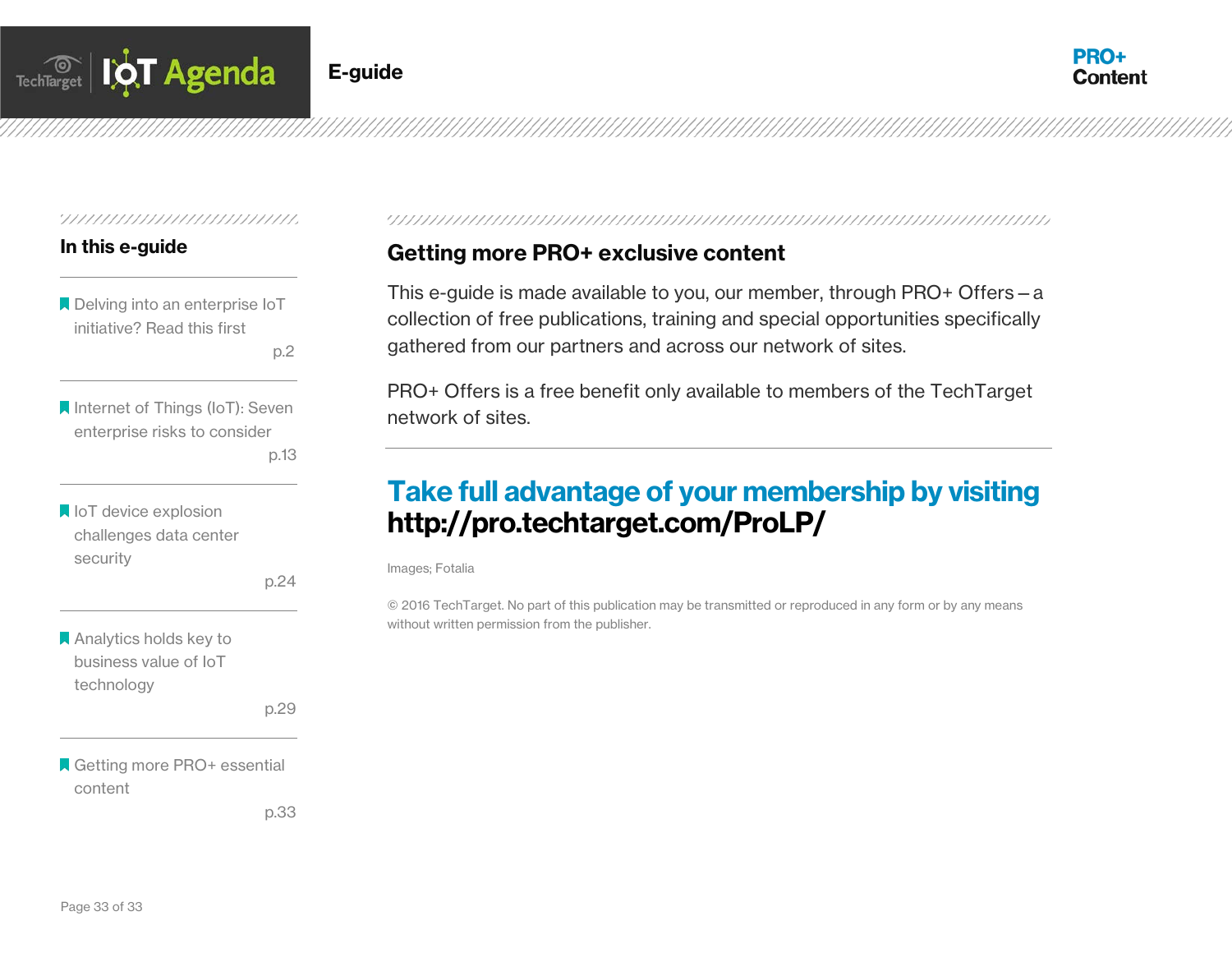## In this e-guide

- Delving into an enterprise IoT initiative? Read this first p.2
- Internet of Things (IoT): Seven enterprise risks to consider p.13
- IoT device explosion challenges data center security p.24
- Analytics holds key to business value of IoT technology p.29
- Getting more PRO+ essential content p.33

## Getting more PRO+ exclusive content

This e-guide is made available to you, our member, through PRO+ Offers – a collection of free publications, training and special opportunities specifically gathered from our partners and across our network of sites.

PRO+ Offers is a free benefit only available to members of the TechTarget network of sites.

**Take full advantage of your membership by visiting http://pro.techtarget.com/ProLP/**

Images; Fotalia

© 2016 TechTarget. No part of this publication may be transmitted or reproduced in any form or by any means without written permission from the publisher.